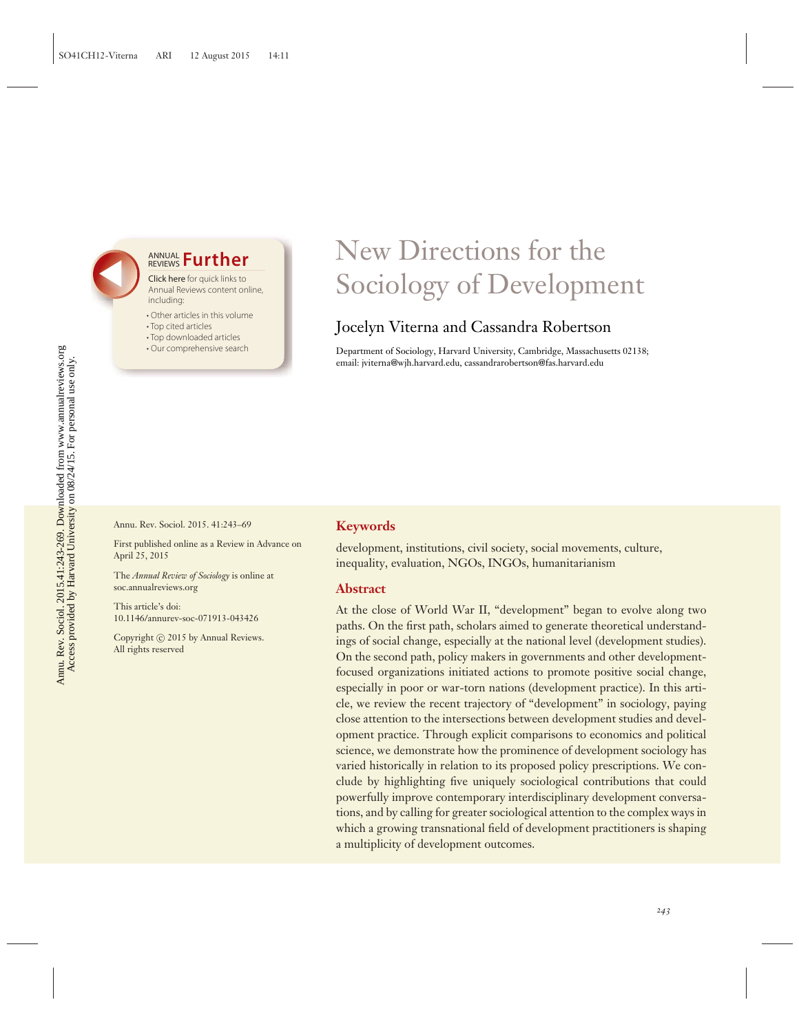# New Directions for the Sociology of Development

Jocelyn Viterna and Cassandra Robertson

Department of Sociology, Harvard University, Cambridge, Massachusetts 02138; email: jviterna@wjh.harvard.edu, cassandrarobertson@fas.harvard.edu

Annu. Rev. Sociol. 2015. 41:243–69

First published online as a Review in Advance on April 25, 2015

The *Annual Review of Sociology* is online at soc.annualreviews.org

This article's doi: 10.1146/annurev-soc-071913-043426

Copyright © 2015 by Annual Reviews. All rights reserved

## Keywords

development, institutions, civil society, social movements, culture, inequality, evaluation, NGOs, INGOs, humanitarianism

## Abstract

At the close of World War II, "development" began to evolve along two paths. On the first path, scholars aimed to generate theoretical understandings of social change, especially at the national level (development studies). On the second path, policy makers in governments and other development-focused organizations initiated actions to promote positive social change, especially in poor or war-torn nations (development practice). In this article, we review the recent trajectory of "development" in sociology, paying close attention to the intersections between development studies and development practice. Through explicit comparisons to economics and political science, we demonstrate how the prominence of development sociology has varied historically in relation to its proposed policy prescriptions. We conclude by highlighting five uniquely sociological contributions that could powerfully improve contemporary interdisciplinary development conversations, and by calling for greater sociological attention to the complex ways in which a growing transnational field of development practitioners is shaping a multiplicity of development outcomes.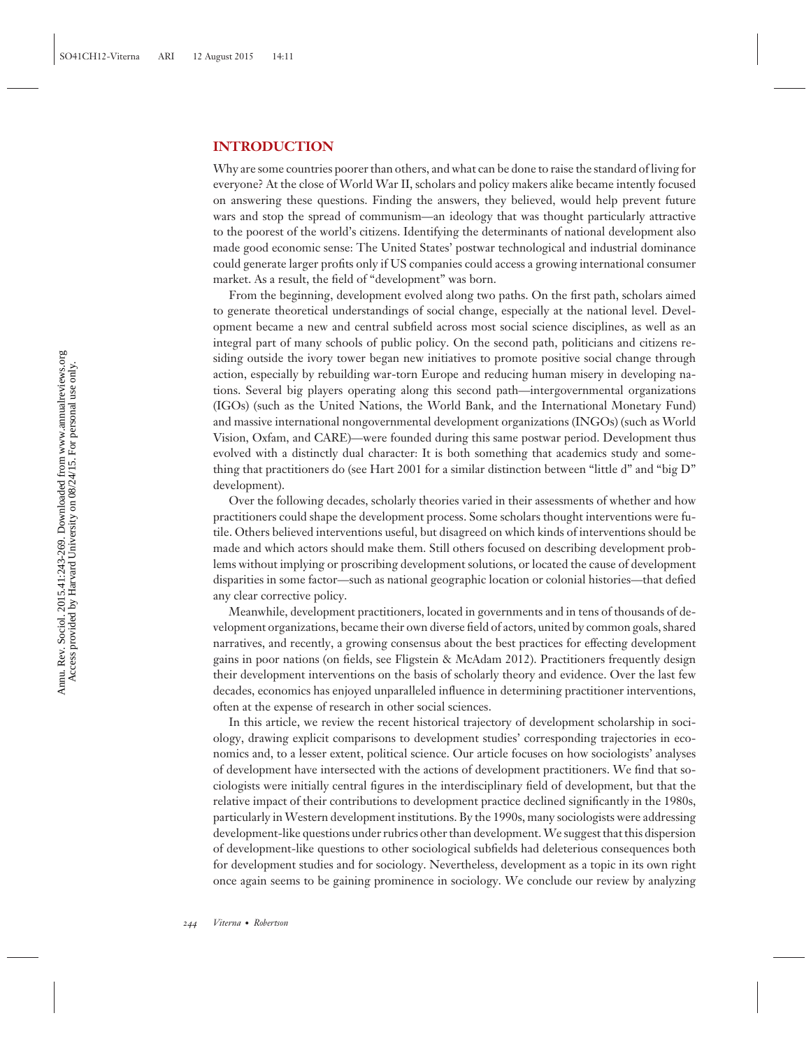## INTRODUCTION

Why are some countries poorer than others, and what can be done to raise the standard of living for everyone? At the close of World War II, scholars and policy makers alike became intently focused on answering these questions. Finding the answers, they believed, would help prevent future wars and stop the spread of communism—an ideology that was thought particularly attractive to the poorest of the world's citizens. Identifying the determinants of national development also made good economic sense: The United States' postwar technological and industrial dominance could generate larger profits only if US companies could access a growing international consumer market. As a result, the field of "development" was born.

From the beginning, development evolved along two paths. On the first path, scholars aimed to generate theoretical understandings of social change, especially at the national level. Development became a new and central subfield across most social science disciplines, as well as an integral part of many schools of public policy. On the second path, politicians and citizens residing outside the ivory tower began new initiatives to promote positive social change through action, especially by rebuilding war-torn Europe and reducing human misery in developing nations. Several big players operating along this second path—intergovernmental organizations (IGOs) (such as the United Nations, the World Bank, and the International Monetary Fund) and massive international nongovernmental development organizations (INGOs) (such as World Vision, Oxfam, and CARE)—were founded during this same postwar period. Development thus evolved with a distinctly dual character: It is both something that academics study and something that practitioners do (see Hart 2001 for a similar distinction between "little d" and "big D" development).

Over the following decades, scholarly theories varied in their assessments of whether and how practitioners could shape the development process. Some scholars thought interventions were futile. Others believed interventions useful, but disagreed on which kinds of interventions should be made and which actors should make them. Still others focused on describing development problems without implying or proscribing development solutions, or located the cause of development disparities in some factor—such as national geographic location or colonial histories—that defied any clear corrective policy.

Meanwhile, development practitioners, located in governments and in tens of thousands of development organizations, became their own diverse field of actors, united by common goals, shared narratives, and recently, a growing consensus about the best practices for effecting development gains in poor nations (on fields, see Fligstein & McAdam 2012). Practitioners frequently design their development interventions on the basis of scholarly theory and evidence. Over the last few decades, economics has enjoyed unparalleled influence in determining practitioner interventions, often at the expense of research in other social sciences.

In this article, we review the recent historical trajectory of development scholarship in sociology, drawing explicit comparisons to development studies' corresponding trajectories in economics and, to a lesser extent, political science. Our article focuses on how sociologists' analyses of development have intersected with the actions of development practitioners. We find that sociologists were initially central figures in the interdisciplinary field of development, but that the relative impact of their contributions to development practice declined significantly in the 1980s, particularly in Western development institutions. By the 1990s, many sociologists were addressing development-like questions under rubrics other than development. We suggest that this dispersion of development-like questions to other sociological subfields had deleterious consequences both for development studies and for sociology. Nevertheless, development as a topic in its own right once again seems to be gaining prominence in sociology. We conclude our review by analyzing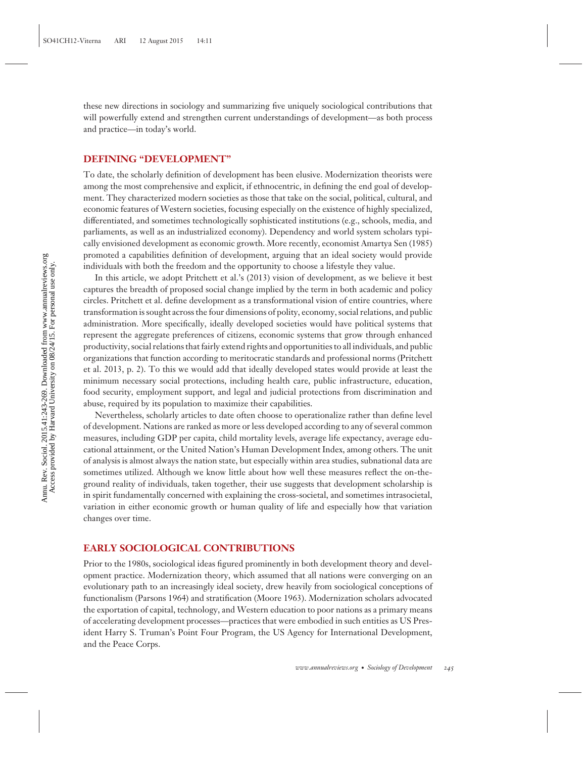these new directions in sociology and summarizing five uniquely sociological contributions that will powerfully extend and strengthen current understandings of development—as both process and practice—in today's world.

## DEFINING "DEVELOPMENT"

To date, the scholarly definition of development has been elusive. Modernization theorists were among the most comprehensive and explicit, if ethnocentric, in defining the end goal of development. They characterized modern societies as those that take on the social, political, cultural, and economic features of Western societies, focusing especially on the existence of highly specialized, differentiated, and sometimes technologically sophisticated institutions (e.g., schools, media, and parliaments, as well as an industrialized economy). Dependency and world system scholars typically envisioned development as economic growth. More recently, economist Amartya Sen (1985) promoted a capabilities definition of development, arguing that an ideal society would provide individuals with both the freedom and the opportunity to choose a lifestyle they value.

In this article, we adopt Pritchett et al.'s (2013) vision of development, as we believe it best captures the breadth of proposed social change implied by the term in both academic and policy circles. Pritchett et al. define development as a transformational vision of entire countries, where transformation is sought across the four dimensions of polity, economy, social relations, and public administration. More specifically, ideally developed societies would have political systems that represent the aggregate preferences of citizens, economic systems that grow through enhanced productivity, social relations that fairly extend rights and opportunities to all individuals, and public organizations that function according to meritocratic standards and professional norms (Pritchett et al. 2013, p. 2). To this we would add that ideally developed states would provide at least the minimum necessary social protections, including health care, public infrastructure, education, food security, employment support, and legal and judicial protections from discrimination and abuse, required by its population to maximize their capabilities.

Nevertheless, scholarly articles to date often choose to operationalize rather than define level of development. Nations are ranked as more or less developed according to any of several common measures, including GDP per capita, child mortality levels, average life expectancy, average educational attainment, or the United Nation's Human Development Index, among others. The unit of analysis is almost always the nation state, but especially within area studies, subnational data are sometimes utilized. Although we know little about how well these measures reflect the on-the-ground reality of individuals, taken together, their use suggests that development scholarship is in spirit fundamentally concerned with explaining the cross-societal, and sometimes intrasocietal, variation in either economic growth or human quality of life and especially how that variation changes over time.

## EARLY SOCIOLOGICAL CONTRIBUTIONS

Prior to the 1980s, sociological ideas figured prominently in both development theory and development practice. Modernization theory, which assumed that all nations were converging on an evolutionary path to an increasingly ideal society, drew heavily from sociological conceptions of functionalism (Parsons 1964) and stratification (Moore 1963). Modernization scholars advocated the exportation of capital, technology, and Western education to poor nations as a primary means of accelerating development processes—practices that were embodied in such entities as US President Harry S. Truman's Point Four Program, the US Agency for International Development, and the Peace Corps.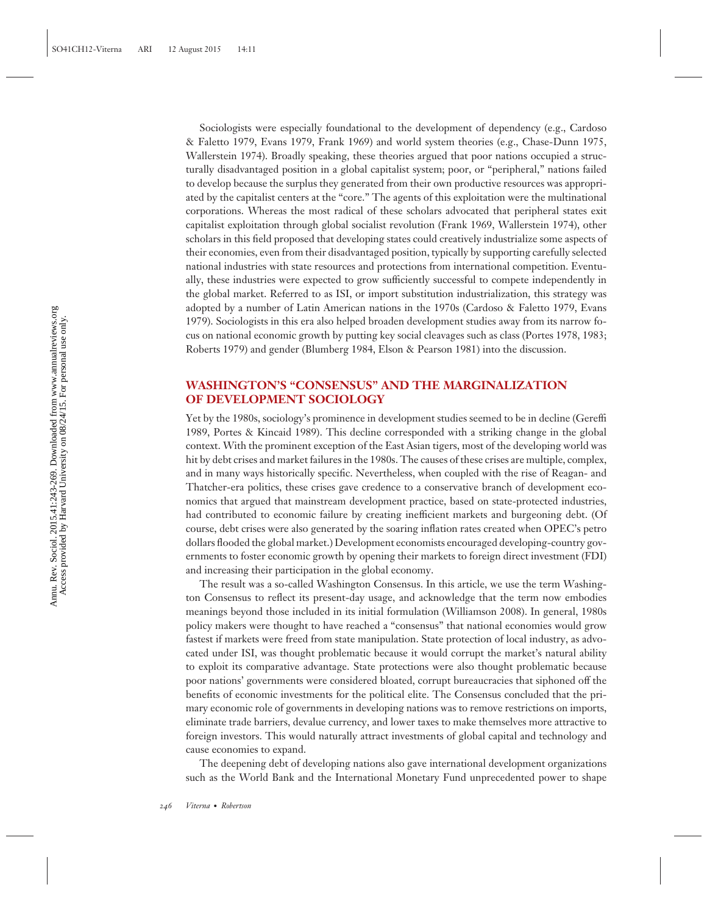Sociologists were especially foundational to the development of dependency (e.g., Cardoso & Faletto 1979, Evans 1979, Frank 1969) and world system theories (e.g., Chase-Dunn 1975, Wallerstein 1974). Broadly speaking, these theories argued that poor nations occupied a structurally disadvantaged position in a global capitalist system; poor, or "peripheral," nations failed to develop because the surplus they generated from their own productive resources was appropriated by the capitalist centers at the "core." The agents of this exploitation were the multinational corporations. Whereas the most radical of these scholars advocated that peripheral states exit capitalist exploitation through global socialist revolution (Frank 1969, Wallerstein 1974), other scholars in this field proposed that developing states could creatively industrialize some aspects of their economies, even from their disadvantaged position, typically by supporting carefully selected national industries with state resources and protections from international competition. Eventually, these industries were expected to grow sufficiently successful to compete independently in the global market. Referred to as ISI, or import substitution industrialization, this strategy was adopted by a number of Latin American nations in the 1970s (Cardoso & Faletto 1979, Evans 1979). Sociologists in this era also helped broaden development studies away from its narrow focus on national economic growth by putting key social cleavages such as class (Portes 1978, 1983; Roberts 1979) and gender (Blumberg 1984, Elson & Pearson 1981) into the discussion.

## WASHINGTON'S "CONSENSUS" AND THE MARGINALIZATION OF DEVELOPMENT SOCIOLOGY

Yet by the 1980s, sociology's prominence in development studies seemed to be in decline (Gereffi 1989, Portes & Kincaid 1989). This decline corresponded with a striking change in the global context. With the prominent exception of the East Asian tigers, most of the developing world was hit by debt crises and market failures in the 1980s. The causes of these crises are multiple, complex, and in many ways historically specific. Nevertheless, when coupled with the rise of Reagan- and Thatcher-era politics, these crises gave credence to a conservative branch of development economics that argued that mainstream development practice, based on state-protected industries, had contributed to economic failure by creating inefficient markets and burgeoning debt. (Of course, debt crises were also generated by the soaring inflation rates created when OPEC's petro dollars flooded the global market.) Development economists encouraged developing-country governments to foster economic growth by opening their markets to foreign direct investment (FDI) and increasing their participation in the global economy.

The result was a so-called Washington Consensus. In this article, we use the term Washington Consensus to reflect its present-day usage, and acknowledge that the term now embodies meanings beyond those included in its initial formulation (Williamson 2008). In general, 1980s policy makers were thought to have reached a "consensus" that national economies would grow fastest if markets were freed from state manipulation. State protection of local industry, as advocated under ISI, was thought problematic because it would corrupt the market's natural ability to exploit its comparative advantage. State protections were also thought problematic because poor nations' governments were considered bloated, corrupt bureaucracies that siphoned off the benefits of economic investments for the political elite. The Consensus concluded that the primary economic role of governments in developing nations was to remove restrictions on imports, eliminate trade barriers, devalue currency, and lower taxes to make themselves more attractive to foreign investors. This would naturally attract investments of global capital and technology and cause economies to expand.

The deepening debt of developing nations also gave international development organizations such as the World Bank and the International Monetary Fund unprecedented power to shape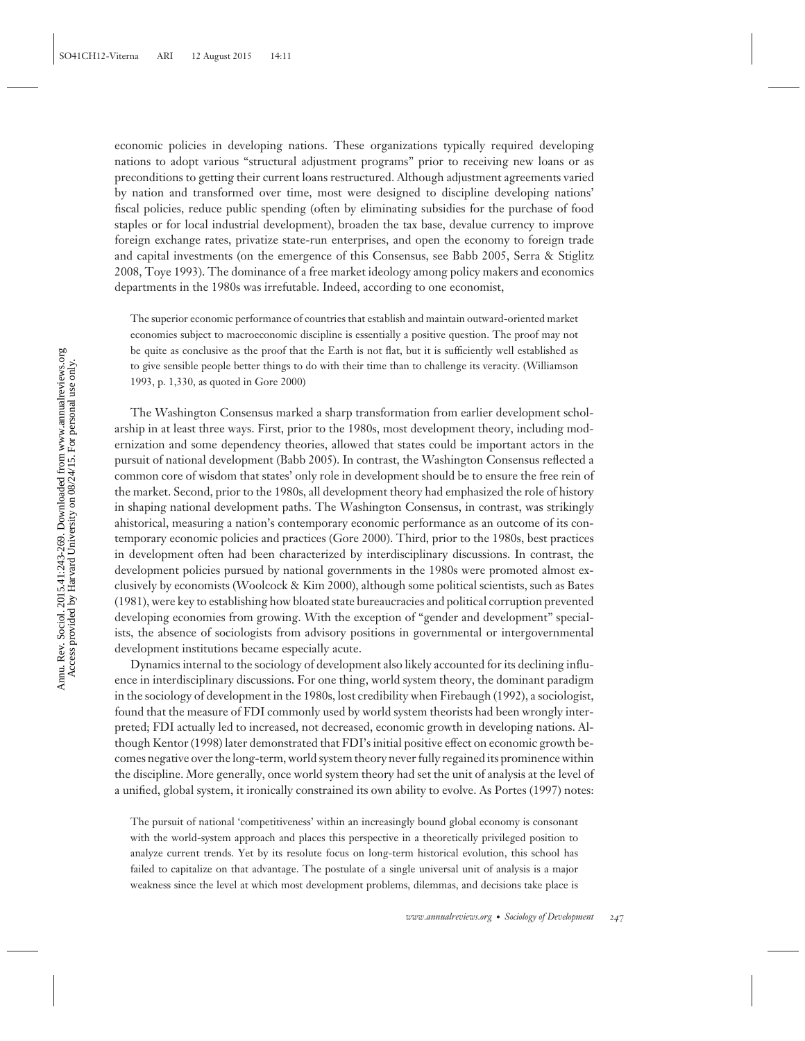economic policies in developing nations. These organizations typically required developing nations to adopt various "structural adjustment programs" prior to receiving new loans or as preconditions to getting their current loans restructured. Although adjustment agreements varied by nation and transformed over time, most were designed to discipline developing nations' fiscal policies, reduce public spending (often by eliminating subsidies for the purchase of food staples or for local industrial development), broaden the tax base, devalue currency to improve foreign exchange rates, privatize state-run enterprises, and open the economy to foreign trade and capital investments (on the emergence of this Consensus, see Babb 2005, Serra & Stiglitz 2008, Toye 1993). The dominance of a free market ideology among policy makers and economics departments in the 1980s was irrefutable. Indeed, according to one economist,

> The superior economic performance of countries that establish and maintain outward-oriented market economies subject to macroeconomic discipline is essentially a positive question. The proof may not be quite as conclusive as the proof that the Earth is not flat, but it is sufficiently well established as to give sensible people better things to do with their time than to challenge its veracity. (Williamson 1993, p. 1,330, as quoted in Gore 2000)

The Washington Consensus marked a sharp transformation from earlier development scholarship in at least three ways. First, prior to the 1980s, most development theory, including modernization and some dependency theories, allowed that states could be important actors in the pursuit of national development (Babb 2005). In contrast, the Washington Consensus reflected a common core of wisdom that states' only role in development should be to ensure the free rein of the market. Second, prior to the 1980s, all development theory had emphasized the role of history in shaping national development paths. The Washington Consensus, in contrast, was strikingly ahistorical, measuring a nation's contemporary economic performance as an outcome of its contemporary economic policies and practices (Gore 2000). Third, prior to the 1980s, best practices in development often had been characterized by interdisciplinary discussions. In contrast, the development policies pursued by national governments in the 1980s were promoted almost exclusively by economists (Woolcock & Kim 2000), although some political scientists, such as Bates (1981), were key to establishing how bloated state bureaucracies and political corruption prevented developing economies from growing. With the exception of "gender and development" specialists, the absence of sociologists from advisory positions in governmental or intergovernmental development institutions became especially acute.

Dynamics internal to the sociology of development also likely accounted for its declining influence in interdisciplinary discussions. For one thing, world system theory, the dominant paradigm in the sociology of development in the 1980s, lost credibility when Firebaugh (1992), a sociologist, found that the measure of FDI commonly used by world system theorists had been wrongly interpreted; FDI actually led to increased, not decreased, economic growth in developing nations. Although Kentor (1998) later demonstrated that FDI's initial positive effect on economic growth becomes negative over the long-term, world system theory never fully regained its prominence within the discipline. More generally, once world system theory had set the unit of analysis at the level of a unified, global system, it ironically constrained its own ability to evolve. As Portes (1997) notes:

> The pursuit of national 'competitiveness' within an increasingly bound global economy is consonant with the world-system approach and places this perspective in a theoretically privileged position to analyze current trends. Yet by its resolute focus on long-term historical evolution, this school has failed to capitalize on that advantage. The postulate of a single universal unit of analysis is a major weakness since the level at which most development problems, dilemmas, and decisions take place is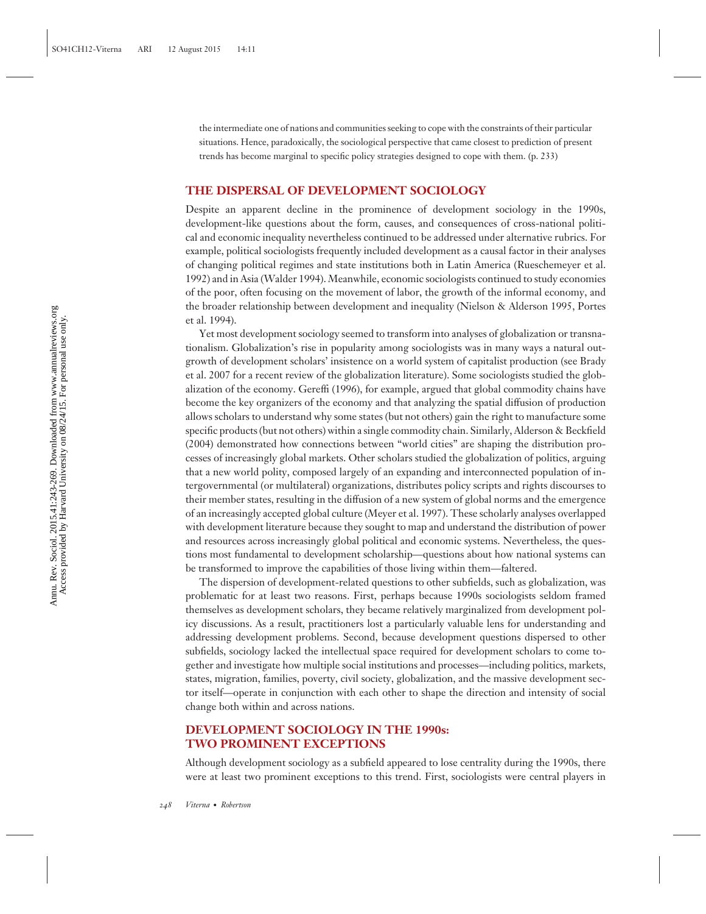the intermediate one of nations and communities seeking to cope with the constraints of their particular situations. Hence, paradoxically, the sociological perspective that came closest to prediction of present trends has become marginal to specific policy strategies designed to cope with them. (p. 233)

## THE DISPERSAL OF DEVELOPMENT SOCIOLOGY

Despite an apparent decline in the prominence of development sociology in the 1990s, development-like questions about the form, causes, and consequences of cross-national political and economic inequality nevertheless continued to be addressed under alternative rubrics. For example, political sociologists frequently included development as a causal factor in their analyses of changing political regimes and state institutions both in Latin America (Rueschemeyer et al. 1992) and in Asia (Walder 1994). Meanwhile, economic sociologists continued to study economies of the poor, often focusing on the movement of labor, the growth of the informal economy, and the broader relationship between development and inequality (Nielson & Alderson 1995, Portes et al. 1994).

Yet most development sociology seemed to transform into analyses of globalization or transnationalism. Globalization's rise in popularity among sociologists was in many ways a natural outgrowth of development scholars' insistence on a world system of capitalist production (see Brady et al. 2007 for a recent review of the globalization literature). Some sociologists studied the globalization of the economy. Gereffi (1996), for example, argued that global commodity chains have become the key organizers of the economy and that analyzing the spatial diffusion of production allows scholars to understand why some states (but not others) gain the right to manufacture some specific products (but not others) within a single commodity chain. Similarly, Alderson & Beckfield (2004) demonstrated how connections between "world cities" are shaping the distribution processes of increasingly global markets. Other scholars studied the globalization of politics, arguing that a new world polity, composed largely of an expanding and interconnected population of intergovernmental (or multilateral) organizations, distributes policy scripts and rights discourses to their member states, resulting in the diffusion of a new system of global norms and the emergence of an increasingly accepted global culture (Meyer et al. 1997). These scholarly analyses overlapped with development literature because they sought to map and understand the distribution of power and resources across increasingly global political and economic systems. Nevertheless, the questions most fundamental to development scholarship—questions about how national systems can be transformed to improve the capabilities of those living within them—faltered.

The dispersion of development-related questions to other subfields, such as globalization, was problematic for at least two reasons. First, perhaps because 1990s sociologists seldom framed themselves as development scholars, they became relatively marginalized from development policy discussions. As a result, practitioners lost a particularly valuable lens for understanding and addressing development problems. Second, because development questions dispersed to other subfields, sociology lacked the intellectual space required for development scholars to come together and investigate how multiple social institutions and processes—including politics, markets, states, migration, families, poverty, civil society, globalization, and the massive development sector itself—operate in conjunction with each other to shape the direction and intensity of social change both within and across nations.

## DEVELOPMENT SOCIOLOGY IN THE 1990s: TWO PROMINENT EXCEPTIONS

Although development sociology as a subfield appeared to lose centrality during the 1990s, there were at least two prominent exceptions to this trend. First, sociologists were central players in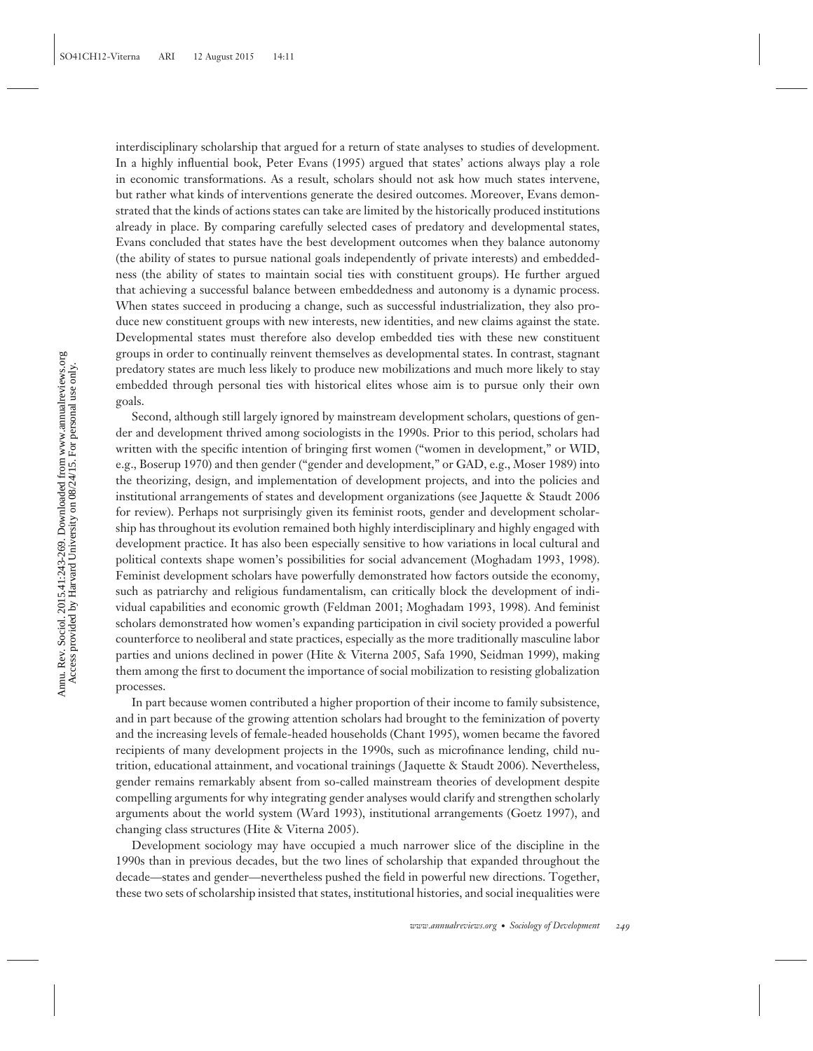interdisciplinary scholarship that argued for a return of state analyses to studies of development. In a highly influential book, Peter Evans (1995) argued that states' actions always play a role in economic transformations. As a result, scholars should not ask how much states intervene, but rather what kinds of interventions generate the desired outcomes. Moreover, Evans demonstrated that the kinds of actions states can take are limited by the historically produced institutions already in place. By comparing carefully selected cases of predatory and developmental states, Evans concluded that states have the best development outcomes when they balance autonomy (the ability of states to pursue national goals independently of private interests) and embeddedness (the ability of states to maintain social ties with constituent groups). He further argued that achieving a successful balance between embeddedness and autonomy is a dynamic process. When states succeed in producing a change, such as successful industrialization, they also produce new constituent groups with new interests, new identities, and new claims against the state. Developmental states must therefore also develop embedded ties with these new constituent groups in order to continually reinvent themselves as developmental states. In contrast, stagnant predatory states are much less likely to produce new mobilizations and much more likely to stay embedded through personal ties with historical elites whose aim is to pursue only their own goals.

Second, although still largely ignored by mainstream development scholars, questions of gender and development thrived among sociologists in the 1990s. Prior to this period, scholars had written with the specific intention of bringing first women ("women in development," or WID, e.g., Boserup 1970) and then gender ("gender and development," or GAD, e.g., Moser 1989) into the theorizing, design, and implementation of development projects, and into the policies and institutional arrangements of states and development organizations (see Jaquette & Staudt 2006 for review). Perhaps not surprisingly given its feminist roots, gender and development scholarship has throughout its evolution remained both highly interdisciplinary and highly engaged with development practice. It has also been especially sensitive to how variations in local cultural and political contexts shape women's possibilities for social advancement (Moghadam 1993, 1998). Feminist development scholars have powerfully demonstrated how factors outside the economy, such as patriarchy and religious fundamentalism, can critically block the development of individual capabilities and economic growth (Feldman 2001; Moghadam 1993, 1998). And feminist scholars demonstrated how women's expanding participation in civil society provided a powerful counterforce to neoliberal and state practices, especially as the more traditionally masculine labor parties and unions declined in power (Hite & Viterna 2005, Safa 1990, Seidman 1999), making them among the first to document the importance of social mobilization to resisting globalization processes.

In part because women contributed a higher proportion of their income to family subsistence, and in part because of the growing attention scholars had brought to the feminization of poverty and the increasing levels of female-headed households (Chant 1995), women became the favored recipients of many development projects in the 1990s, such as microfinance lending, child nutrition, educational attainment, and vocational trainings (Jaquette & Staudt 2006). Nevertheless, gender remains remarkably absent from so-called mainstream theories of development despite compelling arguments for why integrating gender analyses would clarify and strengthen scholarly arguments about the world system (Ward 1993), institutional arrangements (Goetz 1997), and changing class structures (Hite & Viterna 2005).

Development sociology may have occupied a much narrower slice of the discipline in the 1990s than in previous decades, but the two lines of scholarship that expanded throughout the decade—states and gender—nevertheless pushed the field in powerful new directions. Together, these two sets of scholarship insisted that states, institutional histories, and social inequalities were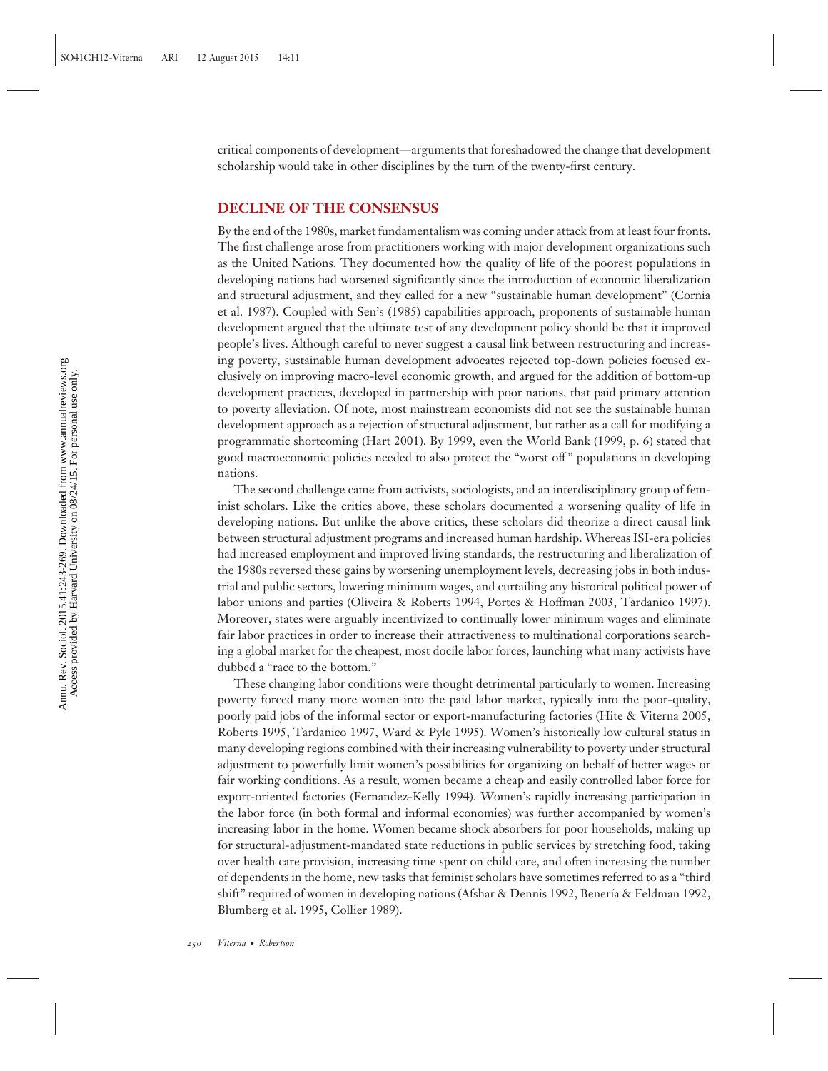critical components of development—arguments that foreshadowed the change that development scholarship would take in other disciplines by the turn of the twenty-first century.

## DECLINE OF THE CONSENSUS

By the end of the 1980s, market fundamentalism was coming under attack from at least four fronts. The first challenge arose from practitioners working with major development organizations such as the United Nations. They documented how the quality of life of the poorest populations in developing nations had worsened significantly since the introduction of economic liberalization and structural adjustment, and they called for a new "sustainable human development" (Cornia et al. 1987). Coupled with Sen's (1985) capabilities approach, proponents of sustainable human development argued that the ultimate test of any development policy should be that it improved people's lives. Although careful to never suggest a causal link between restructuring and increasing poverty, sustainable human development advocates rejected top-down policies focused exclusively on improving macro-level economic growth, and argued for the addition of bottom-up development practices, developed in partnership with poor nations, that paid primary attention to poverty alleviation. Of note, most mainstream economists did not see the sustainable human development approach as a rejection of structural adjustment, but rather as a call for modifying a programmatic shortcoming (Hart 2001). By 1999, even the World Bank (1999, p. 6) stated that good macroeconomic policies needed to also protect the "worst off" populations in developing nations.

The second challenge came from activists, sociologists, and an interdisciplinary group of feminist scholars. Like the critics above, these scholars documented a worsening quality of life in developing nations. But unlike the above critics, these scholars did theorize a direct causal link between structural adjustment programs and increased human hardship. Whereas ISI-era policies had increased employment and improved living standards, the restructuring and liberalization of the 1980s reversed these gains by worsening unemployment levels, decreasing jobs in both industrial and public sectors, lowering minimum wages, and curtailing any historical political power of labor unions and parties (Oliveira & Roberts 1994, Portes & Hoffman 2003, Tardanico 1997). Moreover, states were arguably incentivized to continually lower minimum wages and eliminate fair labor practices in order to increase their attractiveness to multinational corporations searching a global market for the cheapest, most docile labor forces, launching what many activists have dubbed a "race to the bottom."

These changing labor conditions were thought detrimental particularly to women. Increasing poverty forced many more women into the paid labor market, typically into the poor-quality, poorly paid jobs of the informal sector or export-manufacturing factories (Hite & Viterna 2005, Roberts 1995, Tardanico 1997, Ward & Pyle 1995). Women's historically low cultural status in many developing regions combined with their increasing vulnerability to poverty under structural adjustment to powerfully limit women's possibilities for organizing on behalf of better wages or fair working conditions. As a result, women became a cheap and easily controlled labor force for export-oriented factories (Fernandez-Kelly 1994). Women's rapidly increasing participation in the labor force (in both formal and informal economies) was further accompanied by women's increasing labor in the home. Women became shock absorbers for poor households, making up for structural-adjustment-mandated state reductions in public services by stretching food, taking over health care provision, increasing time spent on child care, and often increasing the number of dependents in the home, new tasks that feminist scholars have sometimes referred to as a "third shift" required of women in developing nations (Afshar & Dennis 1992, Benería & Feldman 1992, Blumberg et al. 1995, Collier 1989).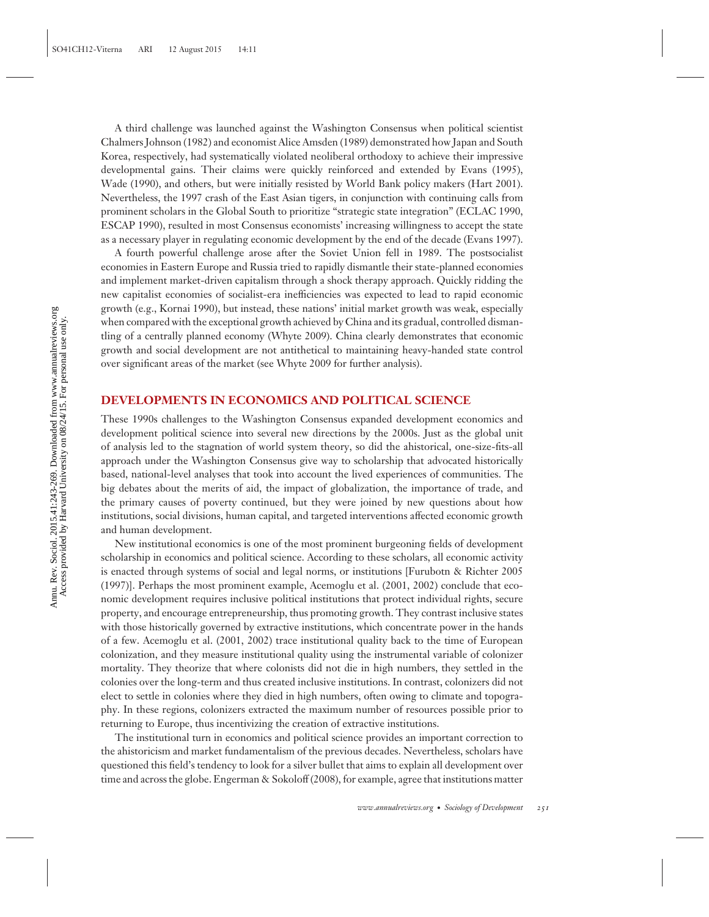A third challenge was launched against the Washington Consensus when political scientist Chalmers Johnson (1982) and economist Alice Amsden (1989) demonstrated how Japan and South Korea, respectively, had systematically violated neoliberal orthodoxy to achieve their impressive developmental gains. Their claims were quickly reinforced and extended by Evans (1995), Wade (1990), and others, but were initially resisted by World Bank policy makers (Hart 2001). Nevertheless, the 1997 crash of the East Asian tigers, in conjunction with continuing calls from prominent scholars in the Global South to prioritize "strategic state integration" (ECLAC 1990, ESCAP 1990), resulted in most Consensus economists' increasing willingness to accept the state as a necessary player in regulating economic development by the end of the decade (Evans 1997).

A fourth powerful challenge arose after the Soviet Union fell in 1989. The postsocialist economies in Eastern Europe and Russia tried to rapidly dismantle their state-planned economies and implement market-driven capitalism through a shock therapy approach. Quickly ridding the new capitalist economies of socialist-era inefficiencies was expected to lead to rapid economic growth (e.g., Kornai 1990), but instead, these nations' initial market growth was weak, especially when compared with the exceptional growth achieved by China and its gradual, controlled dismantling of a centrally planned economy (Whyte 2009). China clearly demonstrates that economic growth and social development are not antithetical to maintaining heavy-handed state control over significant areas of the market (see Whyte 2009 for further analysis).

## DEVELOPMENTS IN ECONOMICS AND POLITICAL SCIENCE

These 1990s challenges to the Washington Consensus expanded development economics and development political science into several new directions by the 2000s. Just as the global unit of analysis led to the stagnation of world system theory, so did the ahistorical, one-size-fits-all approach under the Washington Consensus give way to scholarship that advocated historically based, national-level analyses that took into account the lived experiences of communities. The big debates about the merits of aid, the impact of globalization, the importance of trade, and the primary causes of poverty continued, but they were joined by new questions about how institutions, social divisions, human capital, and targeted interventions affected economic growth and human development.

New institutional economics is one of the most prominent burgeoning fields of development scholarship in economics and political science. According to these scholars, all economic activity is enacted through systems of social and legal norms, or institutions [Furubotn & Richter 2005 (1997)]. Perhaps the most prominent example, Acemoglu et al. (2001, 2002) conclude that economic development requires inclusive political institutions that protect individual rights, secure property, and encourage entrepreneurship, thus promoting growth. They contrast inclusive states with those historically governed by extractive institutions, which concentrate power in the hands of a few. Acemoglu et al. (2001, 2002) trace institutional quality back to the time of European colonization, and they measure institutional quality using the instrumental variable of colonizer mortality. They theorize that where colonists did not die in high numbers, they settled in the colonies over the long-term and thus created inclusive institutions. In contrast, colonizers did not elect to settle in colonies where they died in high numbers, often owing to climate and topography. In these regions, colonizers extracted the maximum number of resources possible prior to returning to Europe, thus incentivizing the creation of extractive institutions.

The institutional turn in economics and political science provides an important correction to the ahistoricism and market fundamentalism of the previous decades. Nevertheless, scholars have questioned this field's tendency to look for a silver bullet that aims to explain all development over time and across the globe. Engerman & Sokoloff (2008), for example, agree that institutions matter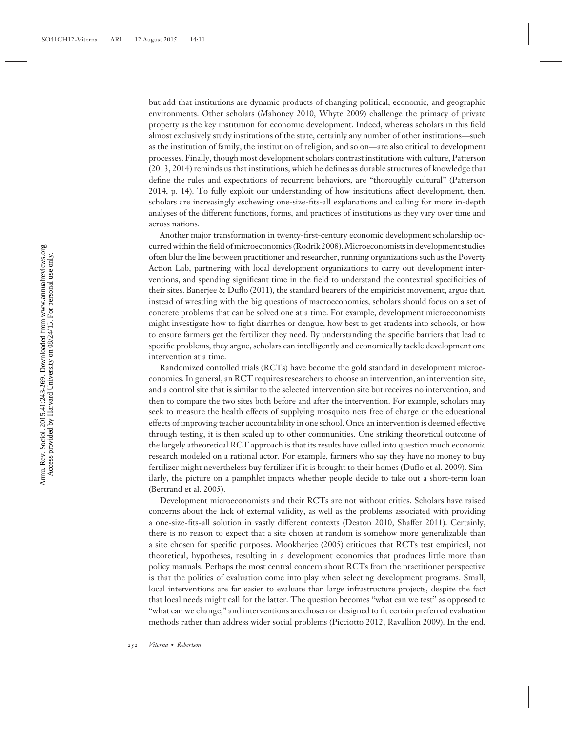but add that institutions are dynamic products of changing political, economic, and geographic environments. Other scholars (Mahoney 2010, Whyte 2009) challenge the primacy of private property as the key institution for economic development. Indeed, whereas scholars in this field almost exclusively study institutions of the state, certainly any number of other institutions—such as the institution of family, the institution of religion, and so on—are also critical to development processes. Finally, though most development scholars contrast institutions with culture, Patterson (2013, 2014) reminds us that institutions, which he defines as durable structures of knowledge that define the rules and expectations of recurrent behaviors, are "thoroughly cultural" (Patterson 2014, p. 14). To fully exploit our understanding of how institutions affect development, then, scholars are increasingly eschewing one-size-fits-all explanations and calling for more in-depth analyses of the different functions, forms, and practices of institutions as they vary over time and across nations.

Another major transformation in twenty-first-century economic development scholarship occurred within the field of microeconomics (Rodrik 2008). Microeconomists in development studies often blur the line between practitioner and researcher, running organizations such as the Poverty Action Lab, partnering with local development organizations to carry out development interventions, and spending significant time in the field to understand the contextual specificities of their sites. Banerjee & Duflo (2011), the standard bearers of the empiricist movement, argue that, instead of wrestling with the big questions of macroeconomics, scholars should focus on a set of concrete problems that can be solved one at a time. For example, development microeconomists might investigate how to fight diarrhea or dengue, how best to get students into schools, or how to ensure farmers get the fertilizer they need. By understanding the specific barriers that lead to specific problems, they argue, scholars can intelligently and economically tackle development one intervention at a time.

Randomized contolled trials (RCTs) have become the gold standard in development microeconomics. In general, an RCT requires researchers to choose an intervention, an intervention site, and a control site that is similar to the selected intervention site but receives no intervention, and then to compare the two sites both before and after the intervention. For example, scholars may seek to measure the health effects of supplying mosquito nets free of charge or the educational effects of improving teacher accountability in one school. Once an intervention is deemed effective through testing, it is then scaled up to other communities. One striking theoretical outcome of the largely atheoretical RCT approach is that its results have called into question much economic research modeled on a rational actor. For example, farmers who say they have no money to buy fertilizer might nevertheless buy fertilizer if it is brought to their homes (Duflo et al. 2009). Similarly, the picture on a pamphlet impacts whether people decide to take out a short-term loan (Bertrand et al. 2005).

Development microeconomists and their RCTs are not without critics. Scholars have raised concerns about the lack of external validity, as well as the problems associated with providing a one-size-fits-all solution in vastly different contexts (Deaton 2010, Shaffer 2011). Certainly, there is no reason to expect that a site chosen at random is somehow more generalizable than a site chosen for specific purposes. Mookherjee (2005) critiques that RCTs test empirical, not theoretical, hypotheses, resulting in a development economics that produces little more than policy manuals. Perhaps the most central concern about RCTs from the practitioner perspective is that the politics of evaluation come into play when selecting development programs. Small, local interventions are far easier to evaluate than large infrastructure projects, despite the fact that local needs might call for the latter. The question becomes "what can we test" as opposed to "what can we change," and interventions are chosen or designed to fit certain preferred evaluation methods rather than address wider social problems (Picciotto 2012, Ravallion 2009). In the end,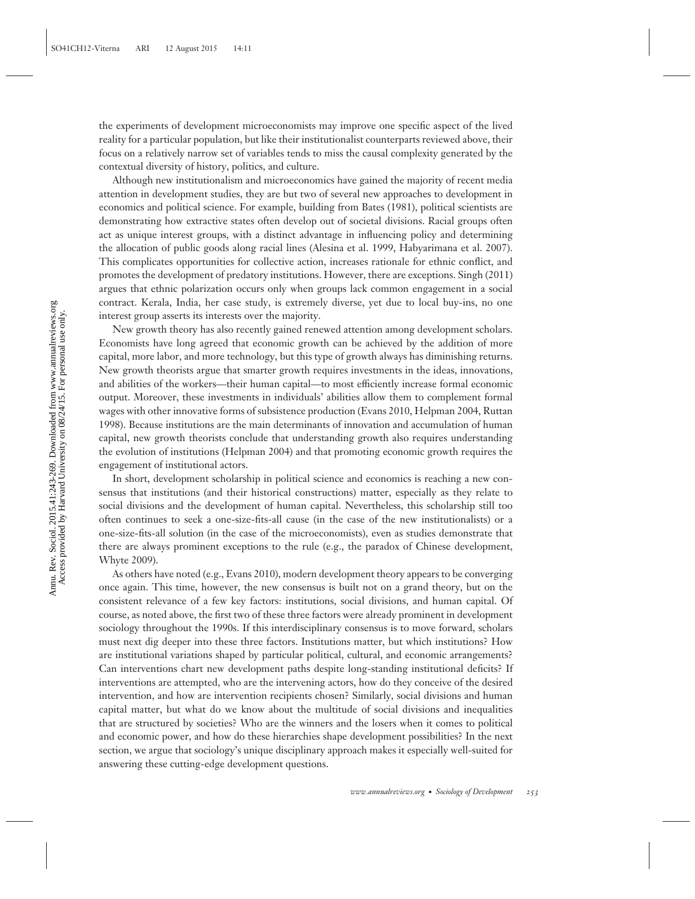the experiments of development microeconomists may improve one specific aspect of the lived reality for a particular population, but like their institutionalist counterparts reviewed above, their focus on a relatively narrow set of variables tends to miss the causal complexity generated by the contextual diversity of history, politics, and culture.

Although new institutionalism and microeconomics have gained the majority of recent media attention in development studies, they are but two of several new approaches to development in economics and political science. For example, building from Bates (1981), political scientists are demonstrating how extractive states often develop out of societal divisions. Racial groups often act as unique interest groups, with a distinct advantage in influencing policy and determining the allocation of public goods along racial lines (Alesina et al. 1999, Habyarimana et al. 2007). This complicates opportunities for collective action, increases rationale for ethnic conflict, and promotes the development of predatory institutions. However, there are exceptions. Singh (2011) argues that ethnic polarization occurs only when groups lack common engagement in a social contract. Kerala, India, her case study, is extremely diverse, yet due to local buy-ins, no one interest group asserts its interests over the majority.

New growth theory has also recently gained renewed attention among development scholars. Economists have long agreed that economic growth can be achieved by the addition of more capital, more labor, and more technology, but this type of growth always has diminishing returns. New growth theorists argue that smarter growth requires investments in the ideas, innovations, and abilities of the workers—their human capital—to most efficiently increase formal economic output. Moreover, these investments in individuals' abilities allow them to complement formal wages with other innovative forms of subsistence production (Evans 2010, Helpman 2004, Ruttan 1998). Because institutions are the main determinants of innovation and accumulation of human capital, new growth theorists conclude that understanding growth also requires understanding the evolution of institutions (Helpman 2004) and that promoting economic growth requires the engagement of institutional actors.

In short, development scholarship in political science and economics is reaching a new consensus that institutions (and their historical constructions) matter, especially as they relate to social divisions and the development of human capital. Nevertheless, this scholarship still too often continues to seek a one-size-fits-all cause (in the case of the new institutionalists) or a one-size-fits-all solution (in the case of the microeconomists), even as studies demonstrate that there are always prominent exceptions to the rule (e.g., the paradox of Chinese development, Whyte 2009).

As others have noted (e.g., Evans 2010), modern development theory appears to be converging once again. This time, however, the new consensus is built not on a grand theory, but on the consistent relevance of a few key factors: institutions, social divisions, and human capital. Of course, as noted above, the first two of these three factors were already prominent in development sociology throughout the 1990s. If this interdisciplinary consensus is to move forward, scholars must next dig deeper into these three factors. Institutions matter, but which institutions? How are institutional variations shaped by particular political, cultural, and economic arrangements? Can interventions chart new development paths despite long-standing institutional deficits? If interventions are attempted, who are the intervening actors, how do they conceive of the desired intervention, and how are intervention recipients chosen? Similarly, social divisions and human capital matter, but what do we know about the multitude of social divisions and inequalities that are structured by societies? Who are the winners and the losers when it comes to political and economic power, and how do these hierarchies shape development possibilities? In the next section, we argue that sociology's unique disciplinary approach makes it especially well-suited for answering these cutting-edge development questions.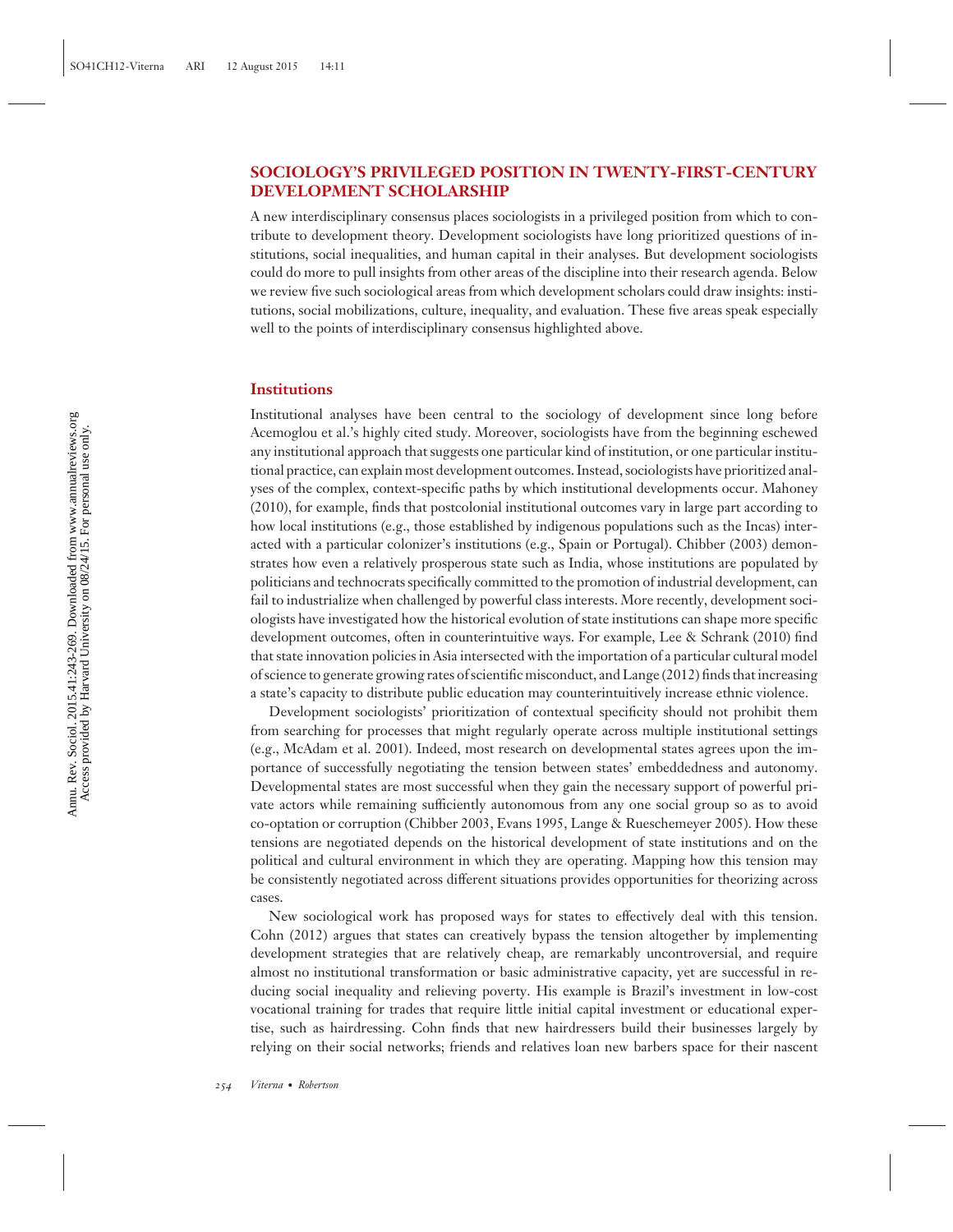## SOCIOLOGY'S PRIVILEGED POSITION IN TWENTY-FIRST-CENTURY DEVELOPMENT SCHOLARSHIP

A new interdisciplinary consensus places sociologists in a privileged position from which to contribute to development theory. Development sociologists have long prioritized questions of institutions, social inequalities, and human capital in their analyses. But development sociologists could do more to pull insights from other areas of the discipline into their research agenda. Below we review five such sociological areas from which development scholars could draw insights: institutions, social mobilizations, culture, inequality, and evaluation. These five areas speak especially well to the points of interdisciplinary consensus highlighted above.

### Institutions

Institutional analyses have been central to the sociology of development since long before Acemoglou et al.'s highly cited study. Moreover, sociologists have from the beginning eschewed any institutional approach that suggests one particular kind of institution, or one particular institutional practice, can explain most development outcomes. Instead, sociologists have prioritized analyses of the complex, context-specific paths by which institutional developments occur. Mahoney (2010), for example, finds that postcolonial institutional outcomes vary in large part according to how local institutions (e.g., those established by indigenous populations such as the Incas) interacted with a particular colonizer's institutions (e.g., Spain or Portugal). Chibber (2003) demonstrates how even a relatively prosperous state such as India, whose institutions are populated by politicians and technocrats specifically committed to the promotion of industrial development, can fail to industrialize when challenged by powerful class interests. More recently, development sociologists have investigated how the historical evolution of state institutions can shape more specific development outcomes, often in counterintuitive ways. For example, Lee & Schrank (2010) find that state innovation policies in Asia intersected with the importation of a particular cultural model of science to generate growing rates of scientific misconduct, and Lange (2012) finds that increasing a state's capacity to distribute public education may counterintuitively increase ethnic violence.

Development sociologists' prioritization of contextual specificity should not prohibit them from searching for processes that might regularly operate across multiple institutional settings (e.g., McAdam et al. 2001). Indeed, most research on developmental states agrees upon the importance of successfully negotiating the tension between states' embeddedness and autonomy. Developmental states are most successful when they gain the necessary support of powerful private actors while remaining sufficiently autonomous from any one social group so as to avoid co-optation or corruption (Chibber 2003, Evans 1995, Lange & Rueschemeyer 2005). How these tensions are negotiated depends on the historical development of state institutions and on the political and cultural environment in which they are operating. Mapping how this tension may be consistently negotiated across different situations provides opportunities for theorizing across cases.

New sociological work has proposed ways for states to effectively deal with this tension. Cohn (2012) argues that states can creatively bypass the tension altogether by implementing development strategies that are relatively cheap, are remarkably uncontroversial, and require almost no institutional transformation or basic administrative capacity, yet are successful in reducing social inequality and relieving poverty. His example is Brazil's investment in low-cost vocational training for trades that require little initial capital investment or educational expertise, such as hairdressing. Cohn finds that new hairdressers build their businesses largely by relying on their social networks; friends and relatives loan new barbers space for their nascent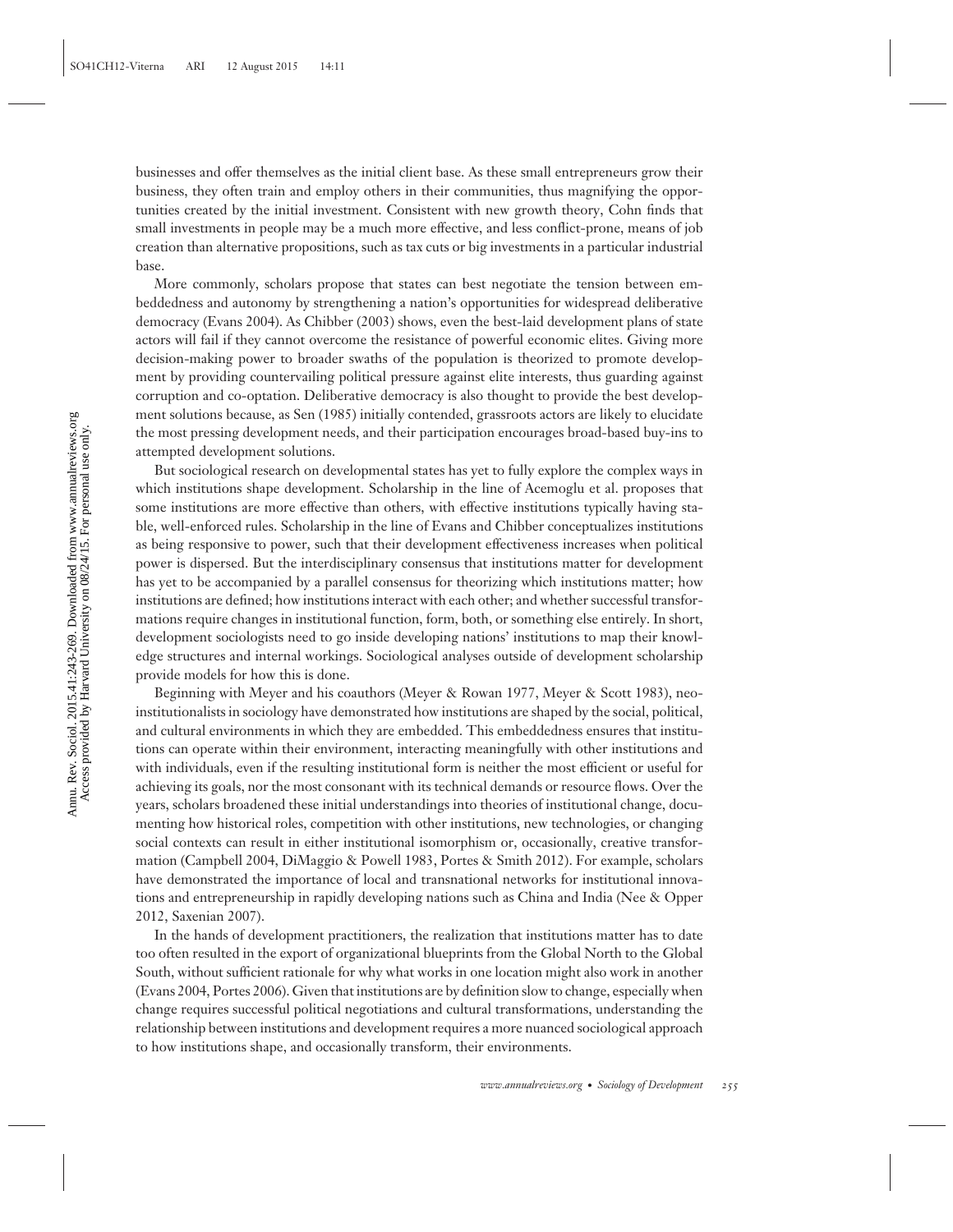businesses and offer themselves as the initial client base. As these small entrepreneurs grow their business, they often train and employ others in their communities, thus magnifying the opportunities created by the initial investment. Consistent with new growth theory, Cohn finds that small investments in people may be a much more effective, and less conflict-prone, means of job creation than alternative propositions, such as tax cuts or big investments in a particular industrial base.

More commonly, scholars propose that states can best negotiate the tension between embeddedness and autonomy by strengthening a nation's opportunities for widespread deliberative democracy (Evans 2004). As Chibber (2003) shows, even the best-laid development plans of state actors will fail if they cannot overcome the resistance of powerful economic elites. Giving more decision-making power to broader swaths of the population is theorized to promote development by providing countervailing political pressure against elite interests, thus guarding against corruption and co-optation. Deliberative democracy is also thought to provide the best development solutions because, as Sen (1985) initially contended, grassroots actors are likely to elucidate the most pressing development needs, and their participation encourages broad-based buy-ins to attempted development solutions.

But sociological research on developmental states has yet to fully explore the complex ways in which institutions shape development. Scholarship in the line of Acemoglu et al. proposes that some institutions are more effective than others, with effective institutions typically having stable, well-enforced rules. Scholarship in the line of Evans and Chibber conceptualizes institutions as being responsive to power, such that their development effectiveness increases when political power is dispersed. But the interdisciplinary consensus that institutions matter for development has yet to be accompanied by a parallel consensus for theorizing which institutions matter; how institutions are defined; how institutions interact with each other; and whether successful transformations require changes in institutional function, form, both, or something else entirely. In short, development sociologists need to go inside developing nations' institutions to map their knowledge structures and internal workings. Sociological analyses outside of development scholarship provide models for how this is done.

Beginning with Meyer and his coauthors (Meyer & Rowan 1977, Meyer & Scott 1983), neoinstitutionalists in sociology have demonstrated how institutions are shaped by the social, political, and cultural environments in which they are embedded. This embeddedness ensures that institutions can operate within their environment, interacting meaningfully with other institutions and with individuals, even if the resulting institutional form is neither the most efficient or useful for achieving its goals, nor the most consonant with its technical demands or resource flows. Over the years, scholars broadened these initial understandings into theories of institutional change, documenting how historical roles, competition with other institutions, new technologies, or changing social contexts can result in either institutional isomorphism or, occasionally, creative transformation (Campbell 2004, DiMaggio & Powell 1983, Portes & Smith 2012). For example, scholars have demonstrated the importance of local and transnational networks for institutional innovations and entrepreneurship in rapidly developing nations such as China and India (Nee & Opper 2012, Saxenian 2007).

In the hands of development practitioners, the realization that institutions matter has to date too often resulted in the export of organizational blueprints from the Global North to the Global South, without sufficient rationale for why what works in one location might also work in another (Evans 2004, Portes 2006). Given that institutions are by definition slow to change, especially when change requires successful political negotiations and cultural transformations, understanding the relationship between institutions and development requires a more nuanced sociological approach to how institutions shape, and occasionally transform, their environments.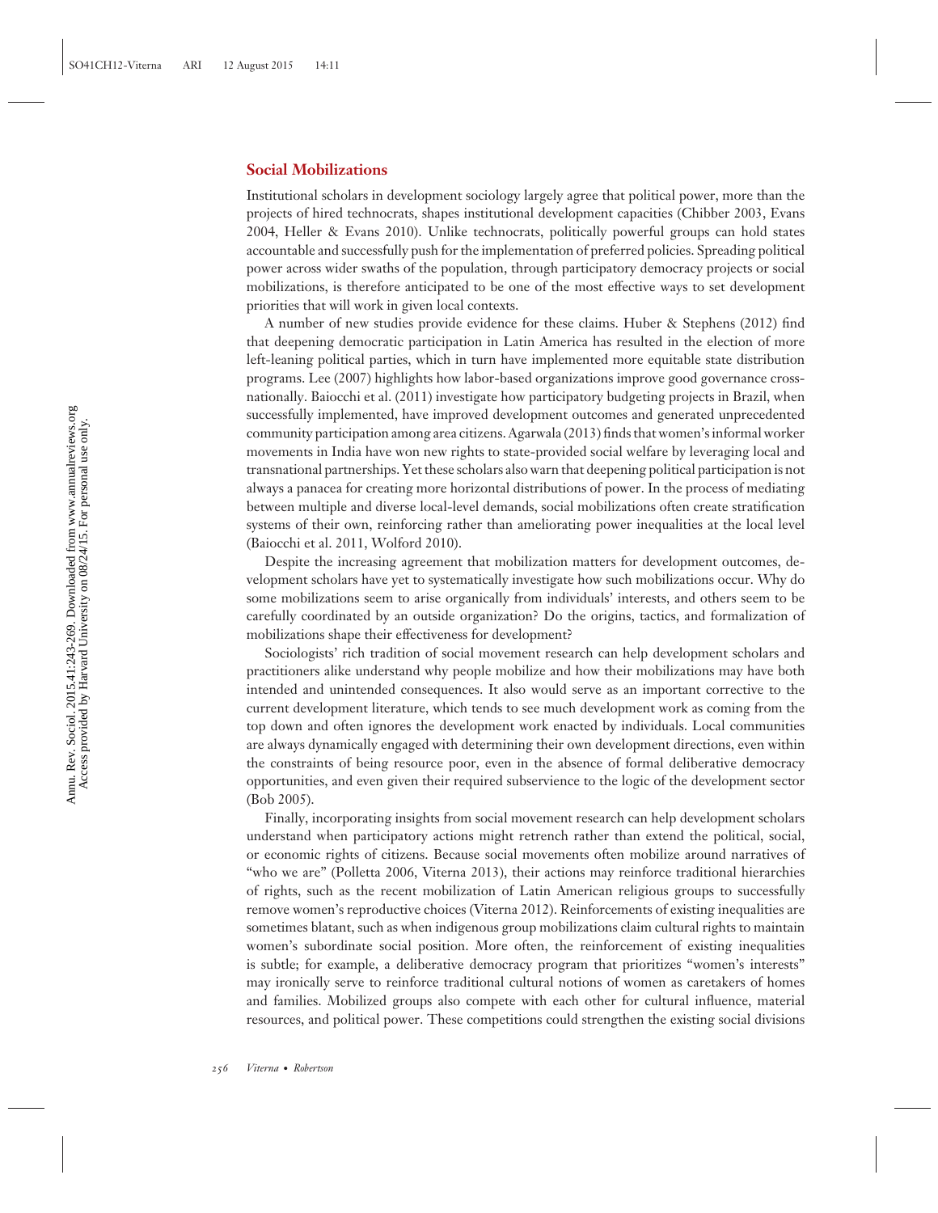## Social Mobilizations

Institutional scholars in development sociology largely agree that political power, more than the projects of hired technocrats, shapes institutional development capacities (Chibber 2003, Evans 2004, Heller & Evans 2010). Unlike technocrats, politically powerful groups can hold states accountable and successfully push for the implementation of preferred policies. Spreading political power across wider swaths of the population, through participatory democracy projects or social mobilizations, is therefore anticipated to be one of the most effective ways to set development priorities that will work in given local contexts.

A number of new studies provide evidence for these claims. Huber & Stephens (2012) find that deepening democratic participation in Latin America has resulted in the election of more left-leaning political parties, which in turn have implemented more equitable state distribution programs. Lee (2007) highlights how labor-based organizations improve good governance cross-nationally. Baiocchi et al. (2011) investigate how participatory budgeting projects in Brazil, when successfully implemented, have improved development outcomes and generated unprecedented community participation among area citizens. Agarwala (2013) finds that women's informal worker movements in India have won new rights to state-provided social welfare by leveraging local and transnational partnerships. Yet these scholars also warn that deepening political participation is not always a panacea for creating more horizontal distributions of power. In the process of mediating between multiple and diverse local-level demands, social mobilizations often create stratification systems of their own, reinforcing rather than ameliorating power inequalities at the local level (Baiocchi et al. 2011, Wolford 2010).

Despite the increasing agreement that mobilization matters for development outcomes, development scholars have yet to systematically investigate how such mobilizations occur. Why do some mobilizations seem to arise organically from individuals' interests, and others seem to be carefully coordinated by an outside organization? Do the origins, tactics, and formalization of mobilizations shape their effectiveness for development?

Sociologists' rich tradition of social movement research can help development scholars and practitioners alike understand why people mobilize and how their mobilizations may have both intended and unintended consequences. It also would serve as an important corrective to the current development literature, which tends to see much development work as coming from the top down and often ignores the development work enacted by individuals. Local communities are always dynamically engaged with determining their own development directions, even within the constraints of being resource poor, even in the absence of formal deliberative democracy opportunities, and even given their required subservience to the logic of the development sector (Bob 2005).

Finally, incorporating insights from social movement research can help development scholars understand when participatory actions might retrench rather than extend the political, social, or economic rights of citizens. Because social movements often mobilize around narratives of "who we are" (Polletta 2006, Viterna 2013), their actions may reinforce traditional hierarchies of rights, such as the recent mobilization of Latin American religious groups to successfully remove women's reproductive choices (Viterna 2012). Reinforcements of existing inequalities are sometimes blatant, such as when indigenous group mobilizations claim cultural rights to maintain women's subordinate social position. More often, the reinforcement of existing inequalities is subtle; for example, a deliberative democracy program that prioritizes "women's interests" may ironically serve to reinforce traditional cultural notions of women as caretakers of homes and families. Mobilized groups also compete with each other for cultural influence, material resources, and political power. These competitions could strengthen the existing social divisions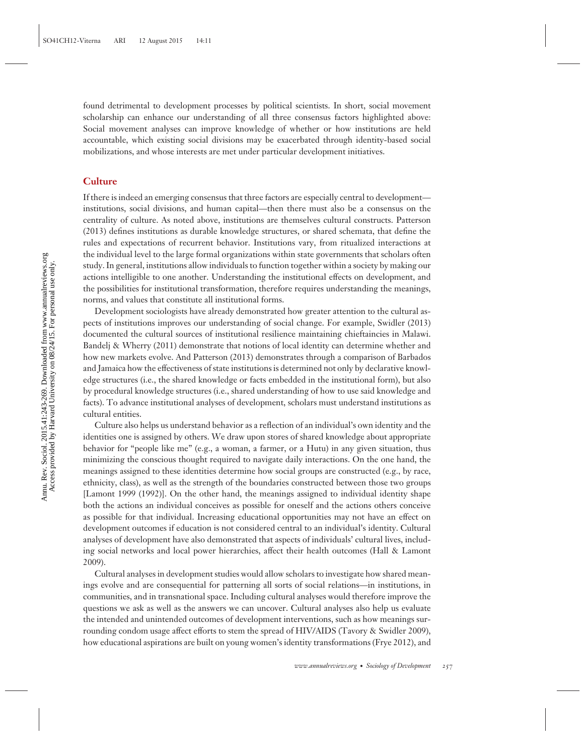found detrimental to development processes by political scientists. In short, social movement scholarship can enhance our understanding of all three consensus factors highlighted above: Social movement analyses can improve knowledge of whether or how institutions are held accountable, which existing social divisions may be exacerbated through identity-based social mobilizations, and whose interests are met under particular development initiatives.

## Culture

If there is indeed an emerging consensus that three factors are especially central to development—institutions, social divisions, and human capital—then there must also be a consensus on the centrality of culture. As noted above, institutions are themselves cultural constructs. Patterson (2013) defines institutions as durable knowledge structures, or shared schemata, that define the rules and expectations of recurrent behavior. Institutions vary, from ritualized interactions at the individual level to the large formal organizations within state governments that scholars often study. In general, institutions allow individuals to function together within a society by making our actions intelligible to one another. Understanding the institutional effects on development, and the possibilities for institutional transformation, therefore requires understanding the meanings, norms, and values that constitute all institutional forms.

Development sociologists have already demonstrated how greater attention to the cultural aspects of institutions improves our understanding of social change. For example, Swidler (2013) documented the cultural sources of institutional resilience maintaining chieftaincies in Malawi. Bandelj & Wherry (2011) demonstrate that notions of local identity can determine whether and how new markets evolve. And Patterson (2013) demonstrates through a comparison of Barbados and Jamaica how the effectiveness of state institutions is determined not only by declarative knowledge structures (i.e., the shared knowledge or facts embedded in the institutional form), but also by procedural knowledge structures (i.e., shared understanding of how to use said knowledge and facts). To advance institutional analyses of development, scholars must understand institutions as cultural entities.

Culture also helps us understand behavior as a reflection of an individual's own identity and the identities one is assigned by others. We draw upon stores of shared knowledge about appropriate behavior for "people like me" (e.g., a woman, a farmer, or a Hutu) in any given situation, thus minimizing the conscious thought required to navigate daily interactions. On the one hand, the meanings assigned to these identities determine how social groups are constructed (e.g., by race, ethnicity, class), as well as the strength of the boundaries constructed between those two groups [Lamont 1999 (1992)]. On the other hand, the meanings assigned to individual identity shape both the actions an individual conceives as possible for oneself and the actions others conceive as possible for that individual. Increasing educational opportunities may not have an effect on development outcomes if education is not considered central to an individual's identity. Cultural analyses of development have also demonstrated that aspects of individuals' cultural lives, including social networks and local power hierarchies, affect their health outcomes (Hall & Lamont 2009).

Cultural analyses in development studies would allow scholars to investigate how shared meanings evolve and are consequential for patterning all sorts of social relations—in institutions, in communities, and in transnational space. Including cultural analyses would therefore improve the questions we ask as well as the answers we can uncover. Cultural analyses also help us evaluate the intended and unintended outcomes of development interventions, such as how meanings surrounding condom usage affect efforts to stem the spread of HIV/AIDS (Tavory & Swidler 2009), how educational aspirations are built on young women's identity transformations (Frye 2012), and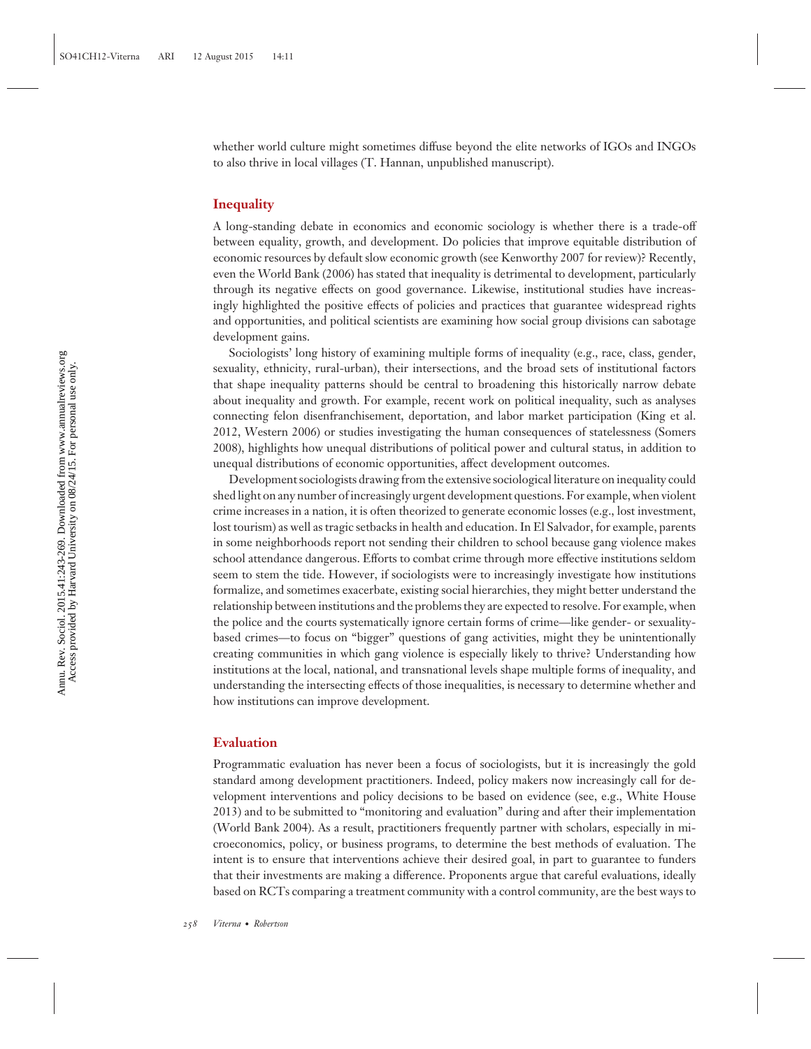whether world culture might sometimes diffuse beyond the elite networks of IGOs and INGOs to also thrive in local villages (T. Hannan, unpublished manuscript).

## Inequality

A long-standing debate in economics and economic sociology is whether there is a trade-off between equality, growth, and development. Do policies that improve equitable distribution of economic resources by default slow economic growth (see Kenworthy 2007 for review)? Recently, even the World Bank (2006) has stated that inequality is detrimental to development, particularly through its negative effects on good governance. Likewise, institutional studies have increasingly highlighted the positive effects of policies and practices that guarantee widespread rights and opportunities, and political scientists are examining how social group divisions can sabotage development gains.

Sociologists' long history of examining multiple forms of inequality (e.g., race, class, gender, sexuality, ethnicity, rural-urban), their intersections, and the broad sets of institutional factors that shape inequality patterns should be central to broadening this historically narrow debate about inequality and growth. For example, recent work on political inequality, such as analyses connecting felon disenfranchisement, deportation, and labor market participation (King et al. 2012, Western 2006) or studies investigating the human consequences of statelessness (Somers 2008), highlights how unequal distributions of political power and cultural status, in addition to unequal distributions of economic opportunities, affect development outcomes.

Development sociologists drawing from the extensive sociological literature on inequality could shed light on any number of increasingly urgent development questions. For example, when violent crime increases in a nation, it is often theorized to generate economic losses (e.g., lost investment, lost tourism) as well as tragic setbacks in health and education. In El Salvador, for example, parents in some neighborhoods report not sending their children to school because gang violence makes school attendance dangerous. Efforts to combat crime through more effective institutions seldom seem to stem the tide. However, if sociologists were to increasingly investigate how institutions formalize, and sometimes exacerbate, existing social hierarchies, they might better understand the relationship between institutions and the problems they are expected to resolve. For example, when the police and the courts systematically ignore certain forms of crime—like gender- or sexuality-based crimes—to focus on "bigger" questions of gang activities, might they be unintentionally creating communities in which gang violence is especially likely to thrive? Understanding how institutions at the local, national, and transnational levels shape multiple forms of inequality, and understanding the intersecting effects of those inequalities, is necessary to determine whether and how institutions can improve development.

## Evaluation

Programmatic evaluation has never been a focus of sociologists, but it is increasingly the gold standard among development practitioners. Indeed, policy makers now increasingly call for development interventions and policy decisions to be based on evidence (see, e.g., White House 2013) and to be submitted to "monitoring and evaluation" during and after their implementation (World Bank 2004). As a result, practitioners frequently partner with scholars, especially in microeconomics, policy, or business programs, to determine the best methods of evaluation. The intent is to ensure that interventions achieve their desired goal, in part to guarantee to funders that their investments are making a difference. Proponents argue that careful evaluations, ideally based on RCTs comparing a treatment community with a control community, are the best ways to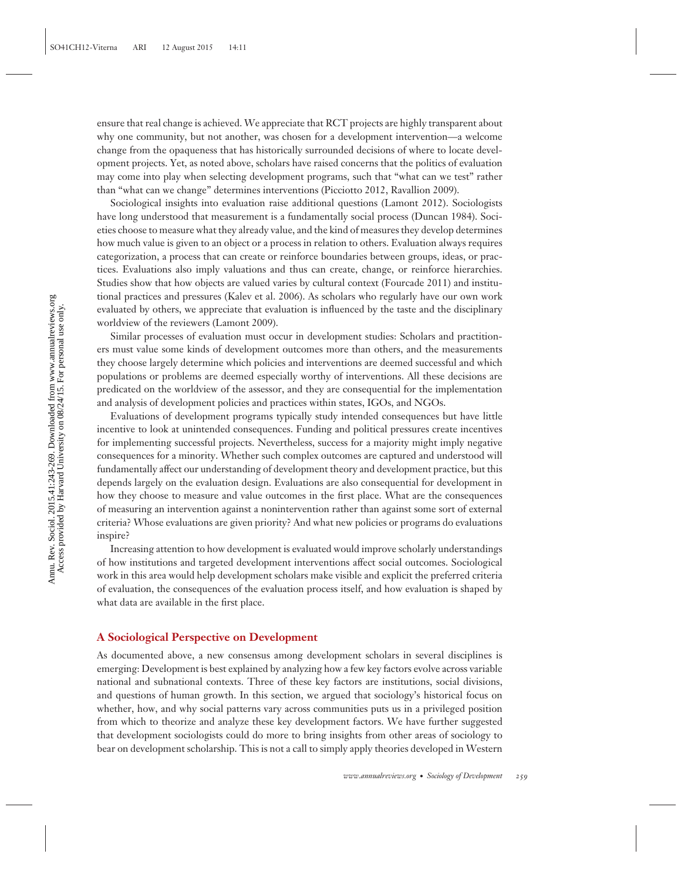ensure that real change is achieved. We appreciate that RCT projects are highly transparent about why one community, but not another, was chosen for a development intervention—a welcome change from the opaqueness that has historically surrounded decisions of where to locate development projects. Yet, as noted above, scholars have raised concerns that the politics of evaluation may come into play when selecting development programs, such that "what can we test" rather than "what can we change" determines interventions (Picciotto 2012, Ravallion 2009).

Sociological insights into evaluation raise additional questions (Lamont 2012). Sociologists have long understood that measurement is a fundamentally social process (Duncan 1984). Societies choose to measure what they already value, and the kind of measures they develop determines how much value is given to an object or a process in relation to others. Evaluation always requires categorization, a process that can create or reinforce boundaries between groups, ideas, or practices. Evaluations also imply valuations and thus can create, change, or reinforce hierarchies. Studies show that how objects are valued varies by cultural context (Fourcade 2011) and institutional practices and pressures (Kalev et al. 2006). As scholars who regularly have our own work evaluated by others, we appreciate that evaluation is influenced by the taste and the disciplinary worldview of the reviewers (Lamont 2009).

Similar processes of evaluation must occur in development studies: Scholars and practitioners must value some kinds of development outcomes more than others, and the measurements they choose largely determine which policies and interventions are deemed successful and which populations or problems are deemed especially worthy of interventions. All these decisions are predicated on the worldview of the assessor, and they are consequential for the implementation and analysis of development policies and practices within states, IGOs, and NGOs.

Evaluations of development programs typically study intended consequences but have little incentive to look at unintended consequences. Funding and political pressures create incentives for implementing successful projects. Nevertheless, success for a majority might imply negative consequences for a minority. Whether such complex outcomes are captured and understood will fundamentally affect our understanding of development theory and development practice, but this depends largely on the evaluation design. Evaluations are also consequential for development in how they choose to measure and value outcomes in the first place. What are the consequences of measuring an intervention against a nonintervention rather than against some sort of external criteria? Whose evaluations are given priority? And what new policies or programs do evaluations inspire?

Increasing attention to how development is evaluated would improve scholarly understandings of how institutions and targeted development interventions affect social outcomes. Sociological work in this area would help development scholars make visible and explicit the preferred criteria of evaluation, the consequences of the evaluation process itself, and how evaluation is shaped by what data are available in the first place.

### A Sociological Perspective on Development

As documented above, a new consensus among development scholars in several disciplines is emerging: Development is best explained by analyzing how a few key factors evolve across variable national and subnational contexts. Three of these key factors are institutions, social divisions, and questions of human growth. In this section, we argued that sociology's historical focus on whether, how, and why social patterns vary across communities puts us in a privileged position from which to theorize and analyze these key development factors. We have further suggested that development sociologists could do more to bring insights from other areas of sociology to bear on development scholarship. This is not a call to simply apply theories developed in Western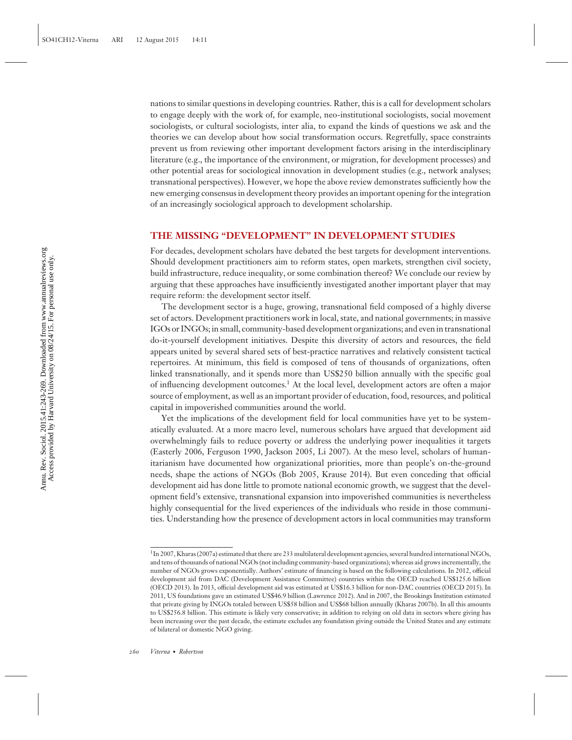nations to similar questions in developing countries. Rather, this is a call for development scholars to engage deeply with the work of, for example, neo-institutional sociologists, social movement sociologists, or cultural sociologists, inter alia, to expand the kinds of questions we ask and the theories we can develop about how social transformation occurs. Regretfully, space constraints prevent us from reviewing other important development factors arising in the interdisciplinary literature (e.g., the importance of the environment, or migration, for development processes) and other potential areas for sociological innovation in development studies (e.g., network analyses; transnational perspectives). However, we hope the above review demonstrates sufficiently how the new emerging consensus in development theory provides an important opening for the integration of an increasingly sociological approach to development scholarship.

## THE MISSING "DEVELOPMENT" IN DEVELOPMENT STUDIES

For decades, development scholars have debated the best targets for development interventions. Should development practitioners aim to reform states, open markets, strengthen civil society, build infrastructure, reduce inequality, or some combination thereof? We conclude our review by arguing that these approaches have insufficiently investigated another important player that may require reform: the development sector itself.

The development sector is a huge, growing, transnational field composed of a highly diverse set of actors. Development practitioners work in local, state, and national governments; in massive IGOs or INGOs; in small, community-based development organizations; and even in transnational do-it-yourself development initiatives. Despite this diversity of actors and resources, the field appears united by several shared sets of best-practice narratives and relatively consistent tactical repertoires. At minimum, this field is composed of tens of thousands of organizations, often linked transnationally, and it spends more than US$250 billion annually with the specific goal of influencing development outcomes.[1] At the local level, development actors are often a major source of employment, as well as an important provider of education, food, resources, and political capital in impoverished communities around the world.

Yet the implications of the development field for local communities have yet to be systematically evaluated. At a more macro level, numerous scholars have argued that development aid overwhelmingly fails to reduce poverty or address the underlying power inequalities it targets (Easterly 2006, Ferguson 1990, Jackson 2005, Li 2007). At the meso level, scholars of humanitarianism have documented how organizational priorities, more than people's on-the-ground needs, shape the actions of NGOs (Bob 2005, Krause 2014). But even conceding that official development aid has done little to promote national economic growth, we suggest that the development field's extensive, transnational expansion into impoverished communities is nevertheless highly consequential for the lived experiences of the individuals who reside in those communities. Understanding how the presence of development actors in local communities may transform

[1]In 2007, Kharas (2007a) estimated that there are 233 multilateral development agencies, several hundred international NGOs, and tens of thousands of national NGOs (not including community-based organizations); whereas aid grows incrementally, the number of NGOs grows exponentially. Authors' estimate of financing is based on the following calculations. In 2012, official development aid from DAC (Development Assistance Committee) countries within the OECD reached US$125.6 billion (OECD 2013). In 2013, official development aid was estimated at US$16.3 billion for non-DAC countries (OECD 2015). In 2011, US foundations gave an estimated US$46.9 billion (Lawrence 2012). And in 2007, the Brookings Institution estimated that private giving by INGOs totaled between US$58 billion and US$68 billion annually (Kharas 2007b). In all this amounts to US$256.8 billion. This estimate is likely very conservative; in addition to relying on old data in sectors where giving has been increasing over the past decade, the estimate excludes any foundation giving outside the United States and any estimate of bilateral or domestic NGO giving.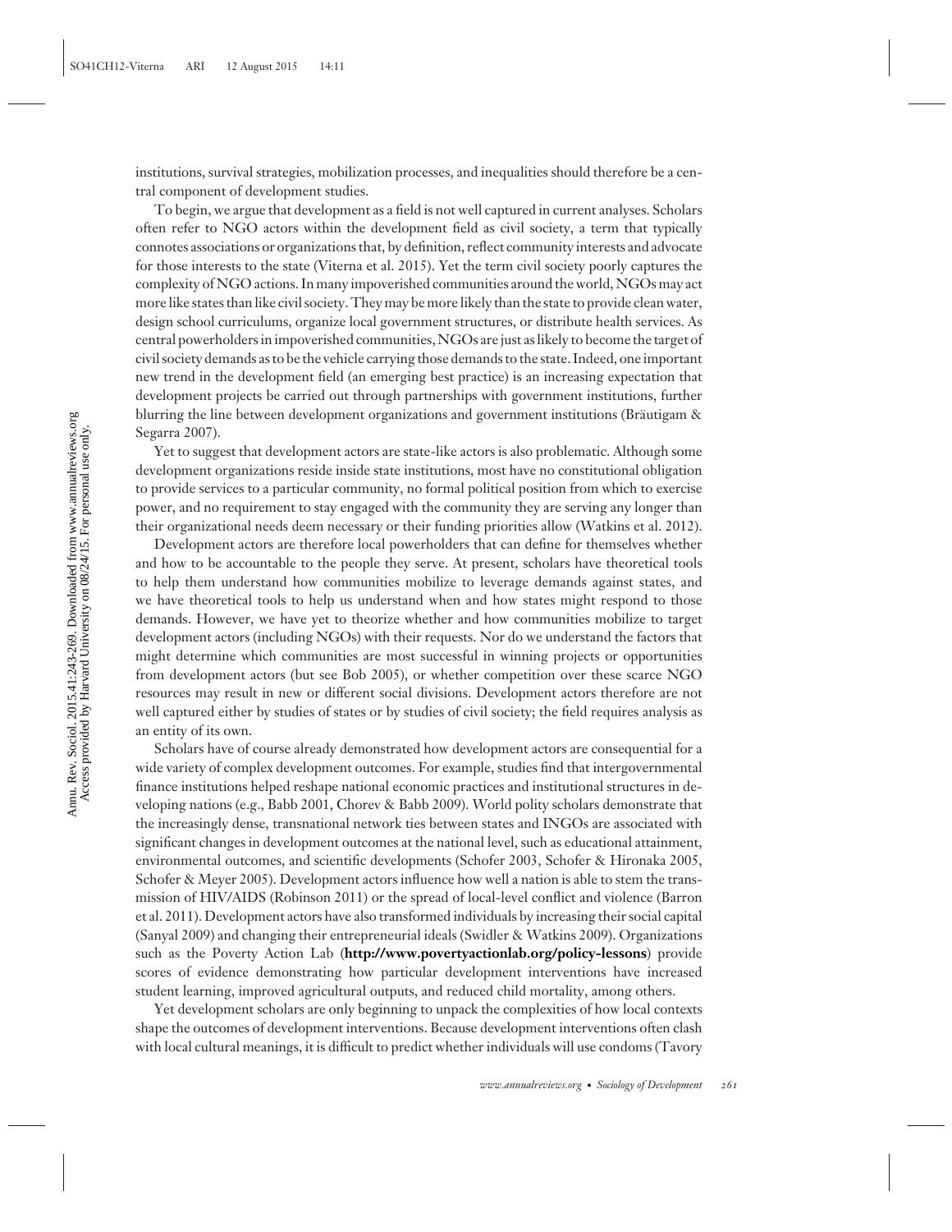institutions, survival strategies, mobilization processes, and inequalities should therefore be a central component of development studies.

To begin, we argue that development as a field is not well captured in current analyses. Scholars often refer to NGO actors within the development field as civil society, a term that typically connotes associations or organizations that, by definition, reflect community interests and advocate for those interests to the state (Viterna et al. 2015). Yet the term civil society poorly captures the complexity of NGO actions. In many impoverished communities around the world, NGOs may act more like states than like civil society. They may be more likely than the state to provide clean water, design school curriculums, organize local government structures, or distribute health services. As central powerholders in impoverished communities, NGOs are just as likely to become the target of civil society demands as to be the vehicle carrying those demands to the state. Indeed, one important new trend in the development field (an emerging best practice) is an increasing expectation that development projects be carried out through partnerships with government institutions, further blurring the line between development organizations and government institutions (Bräutigam & Segarra 2007).

Yet to suggest that development actors are state-like actors is also problematic. Although some development organizations reside inside state institutions, most have no constitutional obligation to provide services to a particular community, no formal political position from which to exercise power, and no requirement to stay engaged with the community they are serving any longer than their organizational needs deem necessary or their funding priorities allow (Watkins et al. 2012).

Development actors are therefore local powerholders that can define for themselves whether and how to be accountable to the people they serve. At present, scholars have theoretical tools to help them understand how communities mobilize to leverage demands against states, and we have theoretical tools to help us understand when and how states might respond to those demands. However, we have yet to theorize whether and how communities mobilize to target development actors (including NGOs) with their requests. Nor do we understand the factors that might determine which communities are most successful in winning projects or opportunities from development actors (but see Bob 2005), or whether competition over these scarce NGO resources may result in new or different social divisions. Development actors therefore are not well captured either by studies of states or by studies of civil society; the field requires analysis as an entity of its own.

Scholars have of course already demonstrated how development actors are consequential for a wide variety of complex development outcomes. For example, studies find that intergovernmental finance institutions helped reshape national economic practices and institutional structures in developing nations (e.g., Babb 2001, Chorev & Babb 2009). World polity scholars demonstrate that the increasingly dense, transnational network ties between states and INGOs are associated with significant changes in development outcomes at the national level, such as educational attainment, environmental outcomes, and scientific developments (Schofer 2003, Schofer & Hironaka 2005, Schofer & Meyer 2005). Development actors influence how well a nation is able to stem the transmission of HIV/AIDS (Robinson 2011) or the spread of local-level conflict and violence (Barron et al. 2011). Development actors have also transformed individuals by increasing their social capital (Sanyal 2009) and changing their entrepreneurial ideals (Swidler & Watkins 2009). Organizations such as the Poverty Action Lab (**http://www.povertyactionlab.org/policy-lessons**) provide scores of evidence demonstrating how particular development interventions have increased student learning, improved agricultural outputs, and reduced child mortality, among others.

Yet development scholars are only beginning to unpack the complexities of how local contexts shape the outcomes of development interventions. Because development interventions often clash with local cultural meanings, it is difficult to predict whether individuals will use condoms (Tavory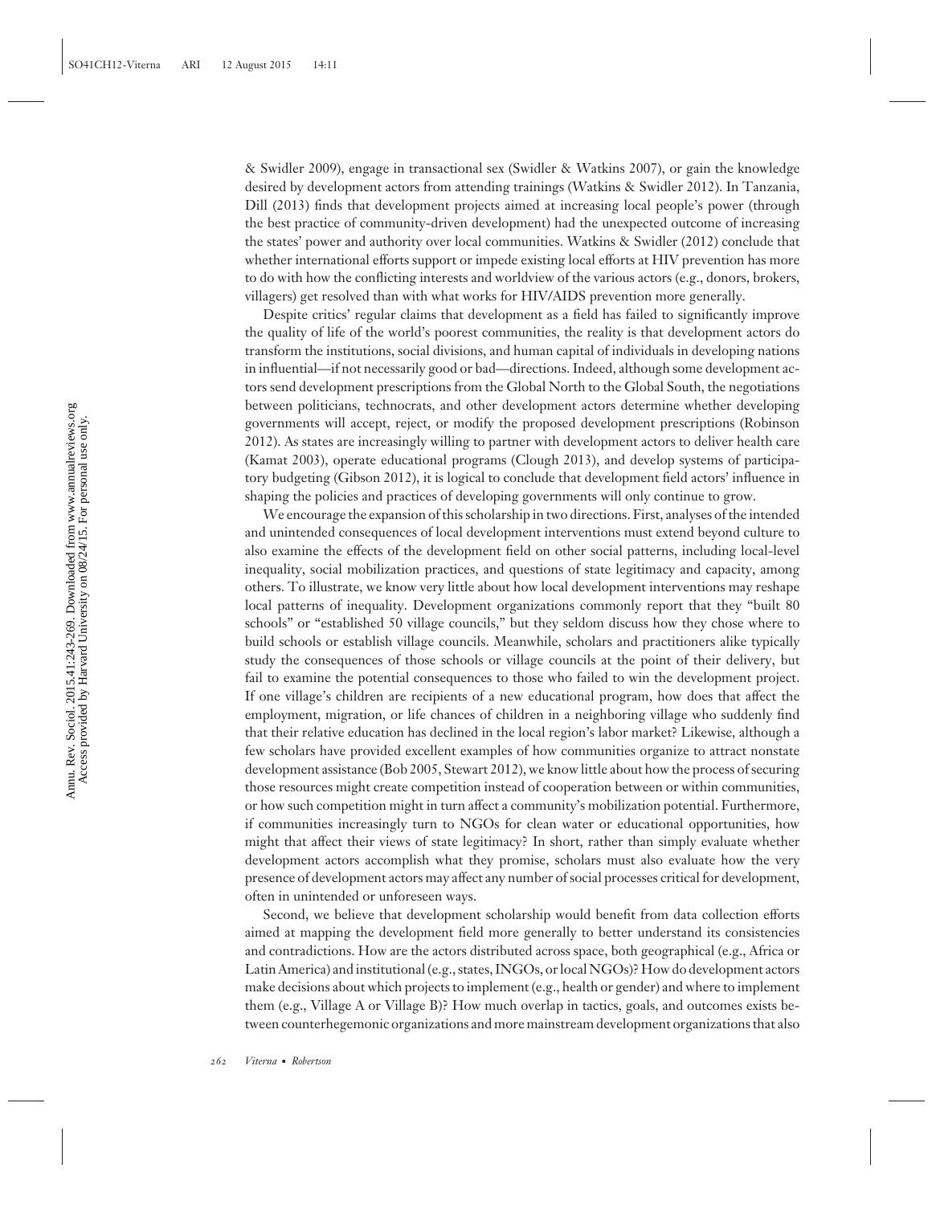& Swidler 2009), engage in transactional sex (Swidler & Watkins 2007), or gain the knowledge desired by development actors from attending trainings (Watkins & Swidler 2012). In Tanzania, Dill (2013) finds that development projects aimed at increasing local people's power (through the best practice of community-driven development) had the unexpected outcome of increasing the states' power and authority over local communities. Watkins & Swidler (2012) conclude that whether international efforts support or impede existing local efforts at HIV prevention has more to do with how the conflicting interests and worldview of the various actors (e.g., donors, brokers, villagers) get resolved than with what works for HIV/AIDS prevention more generally.

Despite critics' regular claims that development as a field has failed to significantly improve the quality of life of the world's poorest communities, the reality is that development actors do transform the institutions, social divisions, and human capital of individuals in developing nations in influential—if not necessarily good or bad—directions. Indeed, although some development actors send development prescriptions from the Global North to the Global South, the negotiations between politicians, technocrats, and other development actors determine whether developing governments will accept, reject, or modify the proposed development prescriptions (Robinson 2012). As states are increasingly willing to partner with development actors to deliver health care (Kamat 2003), operate educational programs (Clough 2013), and develop systems of participatory budgeting (Gibson 2012), it is logical to conclude that development field actors' influence in shaping the policies and practices of developing governments will only continue to grow.

We encourage the expansion of this scholarship in two directions. First, analyses of the intended and unintended consequences of local development interventions must extend beyond culture to also examine the effects of the development field on other social patterns, including local-level inequality, social mobilization practices, and questions of state legitimacy and capacity, among others. To illustrate, we know very little about how local development interventions may reshape local patterns of inequality. Development organizations commonly report that they "built 80 schools" or "established 50 village councils," but they seldom discuss how they chose where to build schools or establish village councils. Meanwhile, scholars and practitioners alike typically study the consequences of those schools or village councils at the point of their delivery, but fail to examine the potential consequences to those who failed to win the development project. If one village's children are recipients of a new educational program, how does that affect the employment, migration, or life chances of children in a neighboring village who suddenly find that their relative education has declined in the local region's labor market? Likewise, although a few scholars have provided excellent examples of how communities organize to attract nonstate development assistance (Bob 2005, Stewart 2012), we know little about how the process of securing those resources might create competition instead of cooperation between or within communities, or how such competition might in turn affect a community's mobilization potential. Furthermore, if communities increasingly turn to NGOs for clean water or educational opportunities, how might that affect their views of state legitimacy? In short, rather than simply evaluate whether development actors accomplish what they promise, scholars must also evaluate how the very presence of development actors may affect any number of social processes critical for development, often in unintended or unforeseen ways.

Second, we believe that development scholarship would benefit from data collection efforts aimed at mapping the development field more generally to better understand its consistencies and contradictions. How are the actors distributed across space, both geographical (e.g., Africa or Latin America) and institutional (e.g., states, INGOs, or local NGOs)? How do development actors make decisions about which projects to implement (e.g., health or gender) and where to implement them (e.g., Village A or Village B)? How much overlap in tactics, goals, and outcomes exists between counterhegemonic organizations and more mainstream development organizations that also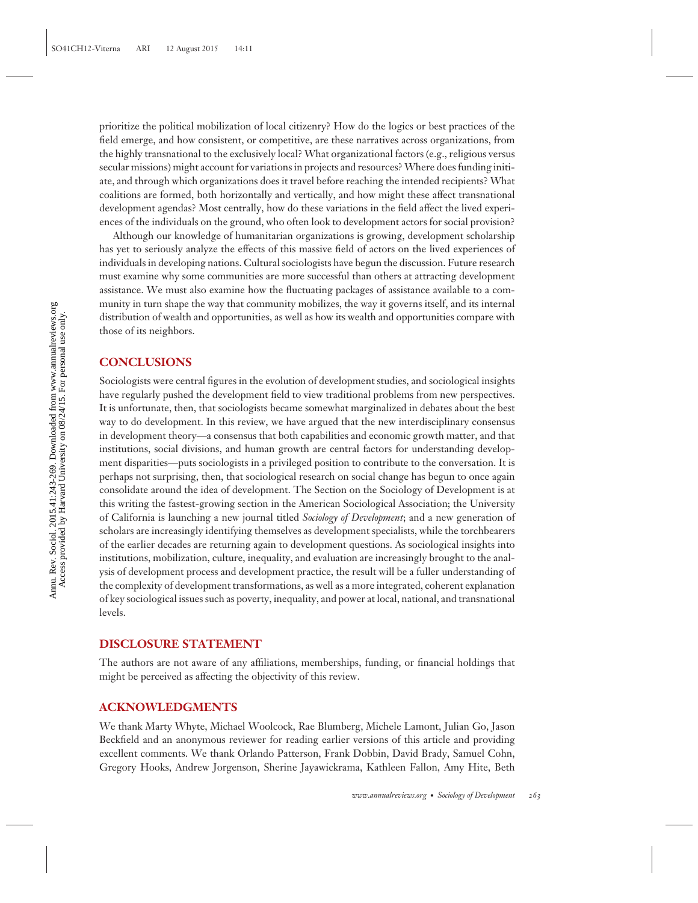prioritize the political mobilization of local citizenry? How do the logics or best practices of the field emerge, and how consistent, or competitive, are these narratives across organizations, from the highly transnational to the exclusively local? What organizational factors (e.g., religious versus secular missions) might account for variations in projects and resources? Where does funding initiate, and through which organizations does it travel before reaching the intended recipients? What coalitions are formed, both horizontally and vertically, and how might these affect transnational development agendas? Most centrally, how do these variations in the field affect the lived experiences of the individuals on the ground, who often look to development actors for social provision?

Although our knowledge of humanitarian organizations is growing, development scholarship has yet to seriously analyze the effects of this massive field of actors on the lived experiences of individuals in developing nations. Cultural sociologists have begun the discussion. Future research must examine why some communities are more successful than others at attracting development assistance. We must also examine how the fluctuating packages of assistance available to a community in turn shape the way that community mobilizes, the way it governs itself, and its internal distribution of wealth and opportunities, as well as how its wealth and opportunities compare with those of its neighbors.

## CONCLUSIONS

Sociologists were central figures in the evolution of development studies, and sociological insights have regularly pushed the development field to view traditional problems from new perspectives. It is unfortunate, then, that sociologists became somewhat marginalized in debates about the best way to do development. In this review, we have argued that the new interdisciplinary consensus in development theory—a consensus that both capabilities and economic growth matter, and that institutions, social divisions, and human growth are central factors for understanding development disparities—puts sociologists in a privileged position to contribute to the conversation. It is perhaps not surprising, then, that sociological research on social change has begun to once again consolidate around the idea of development. The Section on the Sociology of Development is at this writing the fastest-growing section in the American Sociological Association; the University of California is launching a new journal titled *Sociology of Development*; and a new generation of scholars are increasingly identifying themselves as development specialists, while the torchbearers of the earlier decades are returning again to development questions. As sociological insights into institutions, mobilization, culture, inequality, and evaluation are increasingly brought to the analysis of development process and development practice, the result will be a fuller understanding of the complexity of development transformations, as well as a more integrated, coherent explanation of key sociological issues such as poverty, inequality, and power at local, national, and transnational levels.

## DISCLOSURE STATEMENT

The authors are not aware of any affiliations, memberships, funding, or financial holdings that might be perceived as affecting the objectivity of this review.

## ACKNOWLEDGMENTS

We thank Marty Whyte, Michael Woolcock, Rae Blumberg, Michele Lamont, Julian Go, Jason Beckfield and an anonymous reviewer for reading earlier versions of this article and providing excellent comments. We thank Orlando Patterson, Frank Dobbin, David Brady, Samuel Cohn, Gregory Hooks, Andrew Jorgenson, Sherine Jayawickrama, Kathleen Fallon, Amy Hite, Beth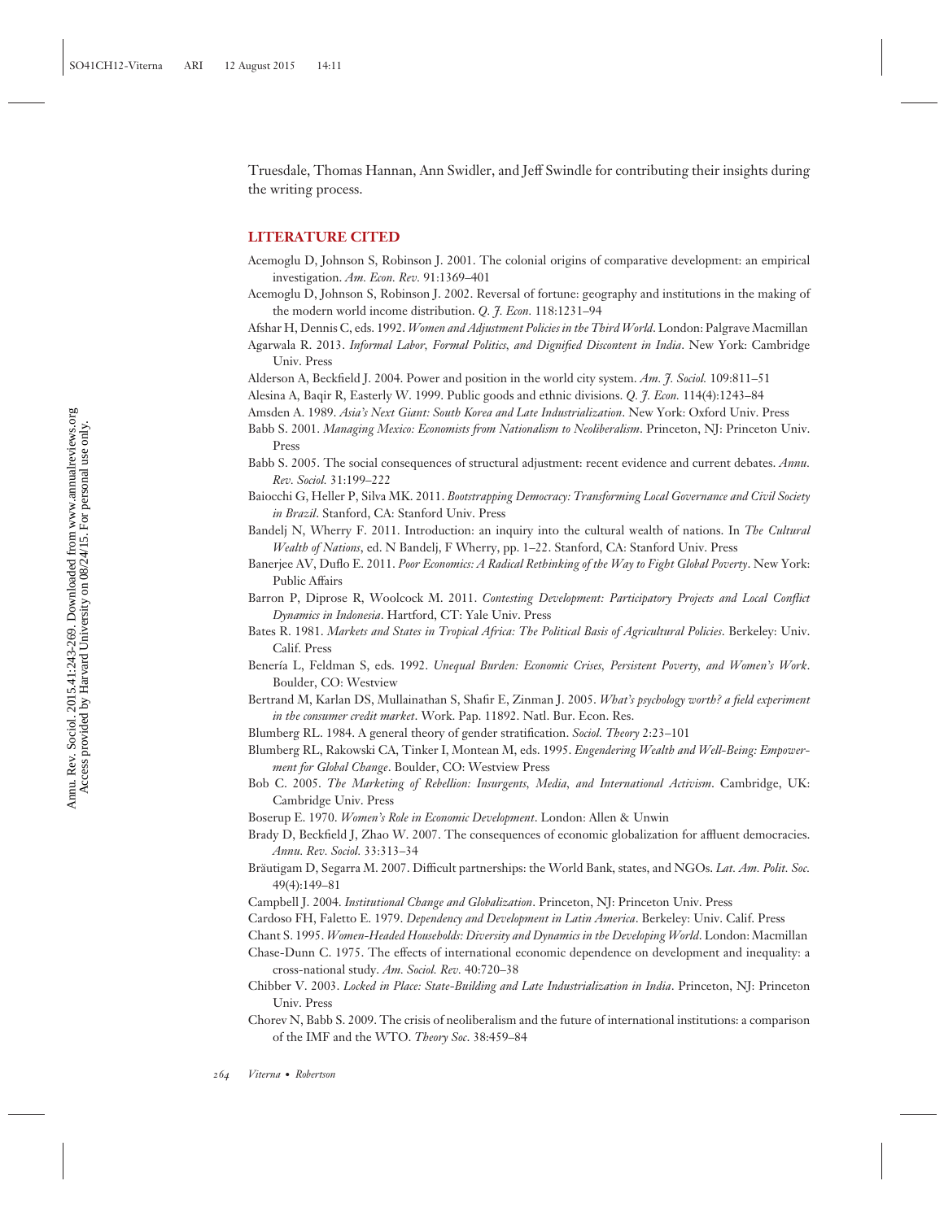Truesdale, Thomas Hannan, Ann Swidler, and Jeff Swindle for contributing their insights during the writing process.

## LITERATURE CITED

Acemoglu D, Johnson S, Robinson J. 2001. The colonial origins of comparative development: an empirical investigation. *Am. Econ. Rev.* 91:1369–401

Acemoglu D, Johnson S, Robinson J. 2002. Reversal of fortune: geography and institutions in the making of the modern world income distribution. *Q. J. Econ.* 118:1231–94

Afshar H, Dennis C, eds. 1992. *Women and Adjustment Policies in the Third World*. London: Palgrave Macmillan

Agarwala R. 2013. *Informal Labor, Formal Politics, and Dignified Discontent in India*. New York: Cambridge Univ. Press

Alderson A, Beckfield J. 2004. Power and position in the world city system. *Am. J. Sociol.* 109:811–51

Alesina A, Baqir R, Easterly W. 1999. Public goods and ethnic divisions. *Q. J. Econ.* 114(4):1243–84

Amsden A. 1989. *Asia's Next Giant: South Korea and Late Industrialization*. New York: Oxford Univ. Press

Babb S. 2001. *Managing Mexico: Economists from Nationalism to Neoliberalism*. Princeton, NJ: Princeton Univ. Press

Babb S. 2005. The social consequences of structural adjustment: recent evidence and current debates. *Annu. Rev. Sociol.* 31:199–222

Baiocchi G, Heller P, Silva MK. 2011. *Bootstrapping Democracy: Transforming Local Governance and Civil Society in Brazil*. Stanford, CA: Stanford Univ. Press

Bandelj N, Wherry F. 2011. Introduction: an inquiry into the cultural wealth of nations. In *The Cultural Wealth of Nations*, ed. N Bandelj, F Wherry, pp. 1–22. Stanford, CA: Stanford Univ. Press

Banerjee AV, Duflo E. 2011. *Poor Economics: A Radical Rethinking of the Way to Fight Global Poverty*. New York: Public Affairs

Barron P, Diprose R, Woolcock M. 2011. *Contesting Development: Participatory Projects and Local Conflict Dynamics in Indonesia*. Hartford, CT: Yale Univ. Press

Bates R. 1981. *Markets and States in Tropical Africa: The Political Basis of Agricultural Policies*. Berkeley: Univ. Calif. Press

Benería L, Feldman S, eds. 1992. *Unequal Burden: Economic Crises, Persistent Poverty, and Women's Work*. Boulder, CO: Westview

Bertrand M, Karlan DS, Mullainathan S, Shafir E, Zinman J. 2005. *What's psychology worth? a field experiment in the consumer credit market*. Work. Pap. 11892. Natl. Bur. Econ. Res.

Blumberg RL. 1984. A general theory of gender stratification. *Sociol. Theory* 2:23–101

Blumberg RL, Rakowski CA, Tinker I, Montean M, eds. 1995. *Engendering Wealth and Well-Being: Empowerment for Global Change*. Boulder, CO: Westview Press

Bob C. 2005. *The Marketing of Rebellion: Insurgents, Media, and International Activism*. Cambridge, UK: Cambridge Univ. Press

Boserup E. 1970. *Women's Role in Economic Development*. London: Allen & Unwin

Brady D, Beckfield J, Zhao W. 2007. The consequences of economic globalization for affluent democracies. *Annu. Rev. Sociol.* 33:313–34

Bräutigam D, Segarra M. 2007. Difficult partnerships: the World Bank, states, and NGOs. *Lat. Am. Polit. Soc.* 49(4):149–81

Campbell J. 2004. *Institutional Change and Globalization*. Princeton, NJ: Princeton Univ. Press

Cardoso FH, Faletto E. 1979. *Dependency and Development in Latin America*. Berkeley: Univ. Calif. Press

Chant S. 1995. *Women-Headed Households: Diversity and Dynamics in the Developing World*. London: Macmillan

Chase-Dunn C. 1975. The effects of international economic dependence on development and inequality: a cross-national study. *Am. Sociol. Rev.* 40:720–38

Chibber V. 2003. *Locked in Place: State-Building and Late Industrialization in India*. Princeton, NJ: Princeton Univ. Press

Chorev N, Babb S. 2009. The crisis of neoliberalism and the future of international institutions: a comparison of the IMF and the WTO. *Theory Soc.* 38:459–84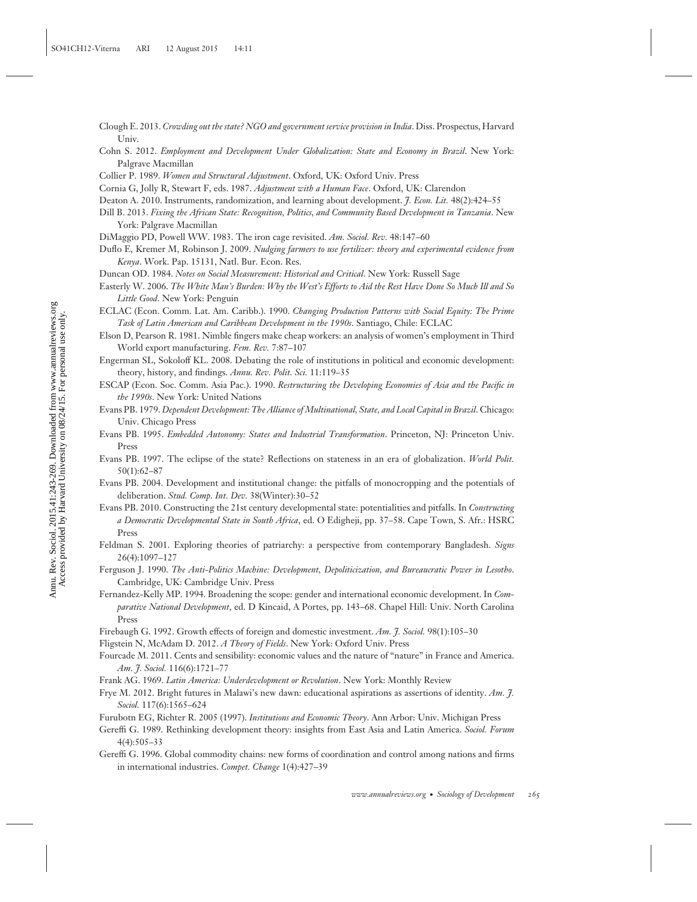Clough E. 2013. *Crowding out the state? NGO and government service provision in India*. Diss. Prospectus, Harvard Univ.

Cohn S. 2012. *Employment and Development Under Globalization: State and Economy in Brazil*. New York: Palgrave Macmillan

Collier P. 1989. *Women and Structural Adjustment*. Oxford, UK: Oxford Univ. Press

Cornia G, Jolly R, Stewart F, eds. 1987. *Adjustment with a Human Face*. Oxford, UK: Clarendon

Deaton A. 2010. Instruments, randomization, and learning about development. *J. Econ. Lit.* 48(2):424–55

Dill B. 2013. *Fixing the African State: Recognition, Politics, and Community Based Development in Tanzania*. New York: Palgrave Macmillan

DiMaggio PD, Powell WW. 1983. The iron cage revisited. *Am. Sociol. Rev.* 48:147–60

Duflo E, Kremer M, Robinson J. 2009. *Nudging farmers to use fertilizer: theory and experimental evidence from Kenya*. Work. Pap. 15131, Natl. Bur. Econ. Res.

Duncan OD. 1984. *Notes on Social Measurement: Historical and Critical*. New York: Russell Sage

Easterly W. 2006. *The White Man's Burden: Why the West's Efforts to Aid the Rest Have Done So Much Ill and So Little Good*. New York: Penguin

ECLAC (Econ. Comm. Lat. Am. Caribb.). 1990. *Changing Production Patterns with Social Equity: The Prime Task of Latin American and Caribbean Development in the 1990s*. Santiago, Chile: ECLAC

Elson D, Pearson R. 1981. Nimble fingers make cheap workers: an analysis of women's employment in Third World export manufacturing. *Fem. Rev.* 7:87–107

Engerman SL, Sokoloff KL. 2008. Debating the role of institutions in political and economic development: theory, history, and findings. *Annu. Rev. Polit. Sci.* 11:119–35

ESCAP (Econ. Soc. Comm. Asia Pac.). 1990. *Restructuring the Developing Economies of Asia and the Pacific in the 1990s*. New York: United Nations

Evans PB. 1979. *Dependent Development: The Alliance of Multinational, State, and Local Capital in Brazil*. Chicago: Univ. Chicago Press

Evans PB. 1995. *Embedded Autonomy: States and Industrial Transformation*. Princeton, NJ: Princeton Univ. Press

Evans PB. 1997. The eclipse of the state? Reflections on stateness in an era of globalization. *World Polit.* 50(1):62–87

Evans PB. 2004. Development and institutional change: the pitfalls of monocropping and the potentials of deliberation. *Stud. Comp. Int. Dev.* 38(Winter):30–52

Evans PB. 2010. Constructing the 21st century developmental state: potentialities and pitfalls. In *Constructing a Democratic Developmental State in South Africa*, ed. O Edigheji, pp. 37–58. Cape Town, S. Afr.: HSRC Press

Feldman S. 2001. Exploring theories of patriarchy: a perspective from contemporary Bangladesh. *Signs* 26(4):1097–127

Ferguson J. 1990. *The Anti-Politics Machine: Development, Depoliticization, and Bureaucratic Power in Lesotho*. Cambridge, UK: Cambridge Univ. Press

Fernandez-Kelly MP. 1994. Broadening the scope: gender and international economic development. In *Comparative National Development*, ed. D Kincaid, A Portes, pp. 143–68. Chapel Hill: Univ. North Carolina Press

Firebaugh G. 1992. Growth effects of foreign and domestic investment. *Am. J. Sociol.* 98(1):105–30

Fligstein N, McAdam D. 2012. *A Theory of Fields*. New York: Oxford Univ. Press

Fourcade M. 2011. Cents and sensibility: economic values and the nature of "nature" in France and America. *Am. J. Sociol.* 116(6):1721–77

Frank AG. 1969. *Latin America: Underdevelopment or Revolution*. New York: Monthly Review

Frye M. 2012. Bright futures in Malawi's new dawn: educational aspirations as assertions of identity. *Am. J. Sociol.* 117(6):1565–624

Furubotn EG, Richter R. 2005 (1997). *Institutions and Economic Theory*. Ann Arbor: Univ. Michigan Press

Gereffi G. 1989. Rethinking development theory: insights from East Asia and Latin America. *Sociol. Forum* 4(4):505–33

Gereffi G. 1996. Global commodity chains: new forms of coordination and control among nations and firms in international industries. *Compet. Change* 1(4):427–39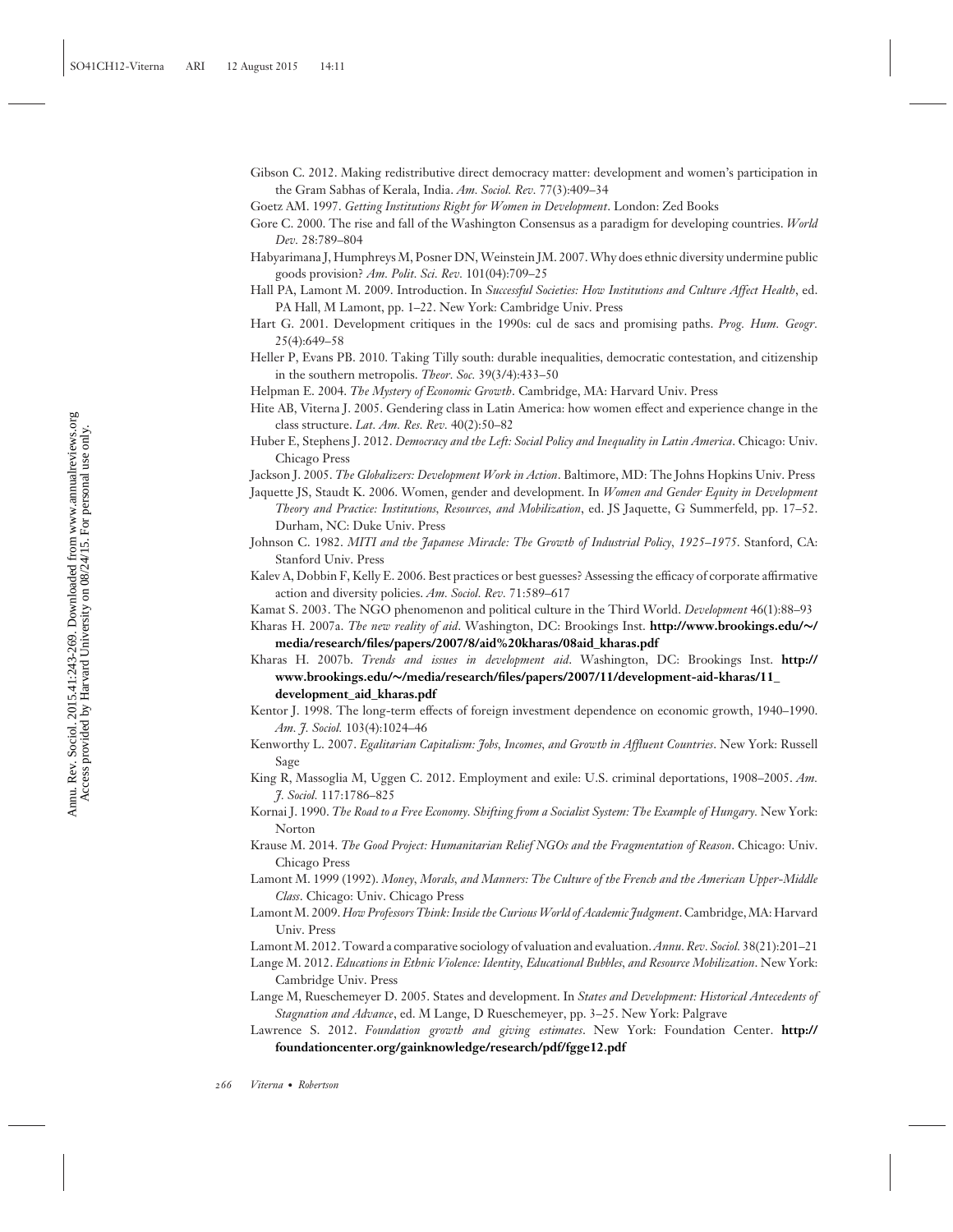Gibson C. 2012. Making redistributive direct democracy matter: development and women's participation in the Gram Sabhas of Kerala, India. *Am. Sociol. Rev.* 77(3):409–34

Goetz AM. 1997. *Getting Institutions Right for Women in Development*. London: Zed Books

Gore C. 2000. The rise and fall of the Washington Consensus as a paradigm for developing countries. *World Dev.* 28:789–804

Habyarimana J, Humphreys M, Posner DN, Weinstein JM. 2007. Why does ethnic diversity undermine public goods provision? *Am. Polit. Sci. Rev.* 101(04):709–25

Hall PA, Lamont M. 2009. Introduction. In *Successful Societies: How Institutions and Culture Affect Health*, ed. PA Hall, M Lamont, pp. 1–22. New York: Cambridge Univ. Press

Hart G. 2001. Development critiques in the 1990s: cul de sacs and promising paths. *Prog. Hum. Geogr.* 25(4):649–58

Heller P, Evans PB. 2010. Taking Tilly south: durable inequalities, democratic contestation, and citizenship in the southern metropolis. *Theor. Soc.* 39(3/4):433–50

Helpman E. 2004. *The Mystery of Economic Growth*. Cambridge, MA: Harvard Univ. Press

Hite AB, Viterna J. 2005. Gendering class in Latin America: how women effect and experience change in the class structure. *Lat. Am. Res. Rev.* 40(2):50–82

Huber E, Stephens J. 2012. *Democracy and the Left: Social Policy and Inequality in Latin America*. Chicago: Univ. Chicago Press

Jackson J. 2005. *The Globalizers: Development Work in Action*. Baltimore, MD: The Johns Hopkins Univ. Press

Jaquette JS, Staudt K. 2006. Women, gender and development. In *Women and Gender Equity in Development Theory and Practice: Institutions, Resources, and Mobilization*, ed. JS Jaquette, G Summerfeld, pp. 17–52. Durham, NC: Duke Univ. Press

Johnson C. 1982. *MITI and the Japanese Miracle: The Growth of Industrial Policy, 1925–1975*. Stanford, CA: Stanford Univ. Press

Kalev A, Dobbin F, Kelly E. 2006. Best practices or best guesses? Assessing the efficacy of corporate affirmative action and diversity policies. *Am. Sociol. Rev.* 71:589–617

Kamat S. 2003. The NGO phenomenon and political culture in the Third World. *Development* 46(1):88–93

Kharas H. 2007a. *The new reality of aid*. Washington, DC: Brookings Inst. **http://www.brookings.edu/~/media/research/files/papers/2007/8/aid%20kharas/08aid_kharas.pdf**

Kharas H. 2007b. *Trends and issues in development aid*. Washington, DC: Brookings Inst. **http://www.brookings.edu/~/media/research/files/papers/2007/11/development-aid-kharas/11_development_aid_kharas.pdf**

Kentor J. 1998. The long-term effects of foreign investment dependence on economic growth, 1940–1990. *Am. J. Sociol.* 103(4):1024–46

Kenworthy L. 2007. *Egalitarian Capitalism: Jobs, Incomes, and Growth in Affluent Countries*. New York: Russell Sage

King R, Massoglia M, Uggen C. 2012. Employment and exile: U.S. criminal deportations, 1908–2005. *Am. J. Sociol.* 117:1786–825

Kornai J. 1990. *The Road to a Free Economy. Shifting from a Socialist System: The Example of Hungary.* New York: Norton

Krause M. 2014. *The Good Project: Humanitarian Relief NGOs and the Fragmentation of Reason*. Chicago: Univ. Chicago Press

Lamont M. 1999 (1992). *Money, Morals, and Manners: The Culture of the French and the American Upper-Middle Class*. Chicago: Univ. Chicago Press

Lamont M. 2009. *How Professors Think: Inside the Curious World of Academic Judgment*. Cambridge, MA: Harvard Univ. Press

Lamont M. 2012. Toward a comparative sociology of valuation and evaluation. *Annu. Rev. Sociol.* 38(21):201–21

Lange M. 2012. *Educations in Ethnic Violence: Identity, Educational Bubbles, and Resource Mobilization*. New York: Cambridge Univ. Press

Lange M, Rueschemeyer D. 2005. States and development. In *States and Development: Historical Antecedents of Stagnation and Advance*, ed. M Lange, D Rueschemeyer, pp. 3–25. New York: Palgrave

Lawrence S. 2012. *Foundation growth and giving estimates*. New York: Foundation Center. **http://foundationcenter.org/gainknowledge/research/pdf/fgge12.pdf**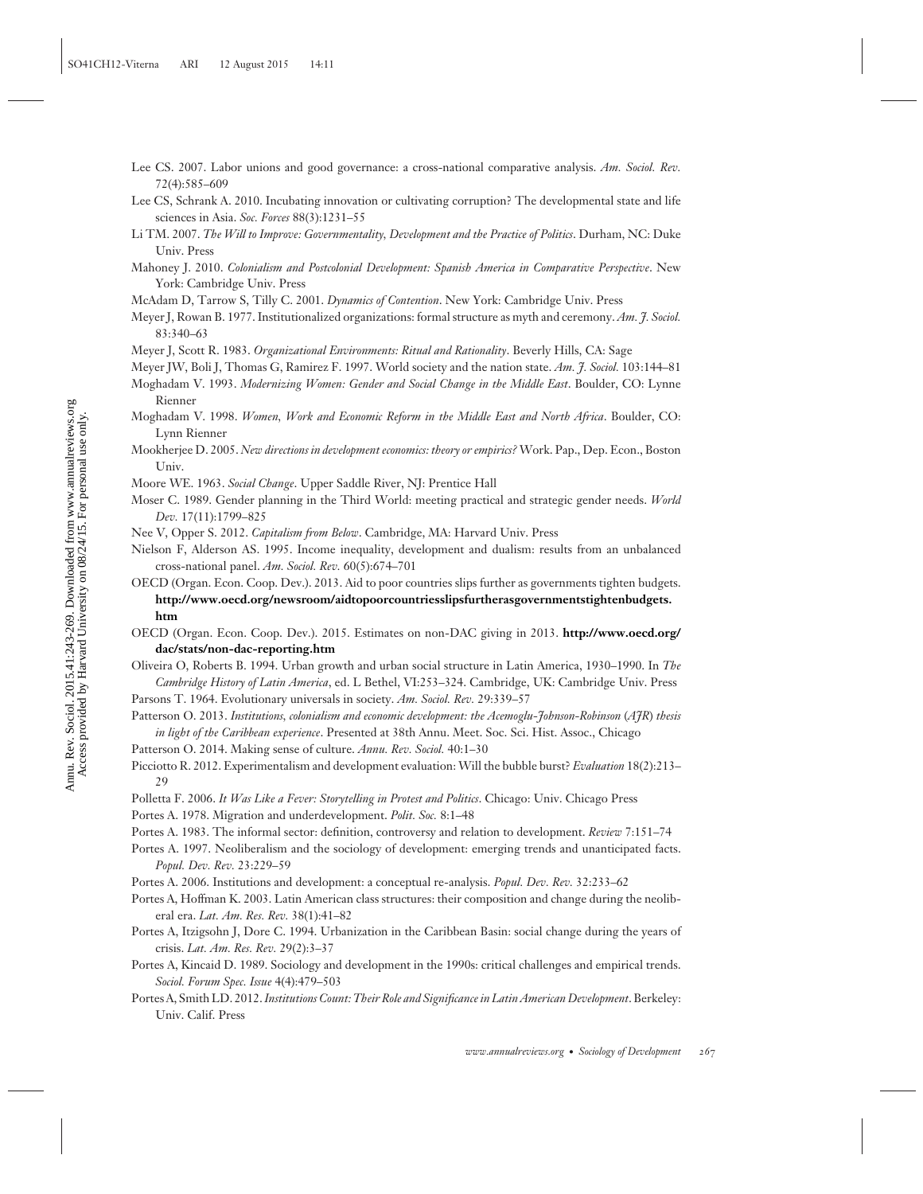Lee CS. 2007. Labor unions and good governance: a cross-national comparative analysis. *Am. Sociol. Rev.* 72(4):585–609

Lee CS, Schrank A. 2010. Incubating innovation or cultivating corruption? The developmental state and life sciences in Asia. *Soc. Forces* 88(3):1231–55

Li TM. 2007. *The Will to Improve: Governmentality, Development and the Practice of Politics*. Durham, NC: Duke Univ. Press

Mahoney J. 2010. *Colonialism and Postcolonial Development: Spanish America in Comparative Perspective*. New York: Cambridge Univ. Press

McAdam D, Tarrow S, Tilly C. 2001. *Dynamics of Contention*. New York: Cambridge Univ. Press

Meyer J, Rowan B. 1977. Institutionalized organizations: formal structure as myth and ceremony. *Am. J. Sociol.* 83:340–63

Meyer J, Scott R. 1983. *Organizational Environments: Ritual and Rationality*. Beverly Hills, CA: Sage

Meyer JW, Boli J, Thomas G, Ramirez F. 1997. World society and the nation state. *Am. J. Sociol.* 103:144–81

Moghadam V. 1993. *Modernizing Women: Gender and Social Change in the Middle East*. Boulder, CO: Lynne Rienner

Moghadam V. 1998. *Women, Work and Economic Reform in the Middle East and North Africa*. Boulder, CO: Lynn Rienner

Mookherjee D. 2005. *New directions in development economics: theory or empirics?* Work. Pap., Dep. Econ., Boston Univ.

Moore WE. 1963. *Social Change*. Upper Saddle River, NJ: Prentice Hall

Moser C. 1989. Gender planning in the Third World: meeting practical and strategic gender needs. *World Dev.* 17(11):1799–825

Nee V, Opper S. 2012. *Capitalism from Below*. Cambridge, MA: Harvard Univ. Press

Nielson F, Alderson AS. 1995. Income inequality, development and dualism: results from an unbalanced cross-national panel. *Am. Sociol. Rev.* 60(5):674–701

OECD (Organ. Econ. Coop. Dev.). 2013. Aid to poor countries slips further as governments tighten budgets. **http://www.oecd.org/newsroom/aidtopoorcountriesslipsfurtherasgovernmentstightenbudgets.htm**

OECD (Organ. Econ. Coop. Dev.). 2015. Estimates on non-DAC giving in 2013. **http://www.oecd.org/dac/stats/non-dac-reporting.htm**

Oliveira O, Roberts B. 1994. Urban growth and urban social structure in Latin America, 1930–1990. In *The Cambridge History of Latin America*, ed. L Bethel, VI:253–324. Cambridge, UK: Cambridge Univ. Press

Parsons T. 1964. Evolutionary universals in society. *Am. Sociol. Rev.* 29:339–57

Patterson O. 2013. *Institutions, colonialism and economic development: the Acemoglu-Johnson-Robinson (AJR) thesis in light of the Caribbean experience*. Presented at 38th Annu. Meet. Soc. Sci. Hist. Assoc., Chicago

Patterson O. 2014. Making sense of culture. *Annu. Rev. Sociol.* 40:1–30

Picciotto R. 2012. Experimentalism and development evaluation: Will the bubble burst? *Evaluation* 18(2):213–29

Polletta F. 2006. *It Was Like a Fever: Storytelling in Protest and Politics*. Chicago: Univ. Chicago Press

Portes A. 1978. Migration and underdevelopment. *Polit. Soc.* 8:1–48

Portes A. 1983. The informal sector: definition, controversy and relation to development. *Review* 7:151–74

Portes A. 1997. Neoliberalism and the sociology of development: emerging trends and unanticipated facts. *Popul. Dev. Rev.* 23:229–59

Portes A. 2006. Institutions and development: a conceptual re-analysis. *Popul. Dev. Rev.* 32:233–62

Portes A, Hoffman K. 2003. Latin American class structures: their composition and change during the neoliberal era. *Lat. Am. Res. Rev.* 38(1):41–82

Portes A, Itzigsohn J, Dore C. 1994. Urbanization in the Caribbean Basin: social change during the years of crisis. *Lat. Am. Res. Rev.* 29(2):3–37

Portes A, Kincaid D. 1989. Sociology and development in the 1990s: critical challenges and empirical trends. *Sociol. Forum Spec. Issue* 4(4):479–503

Portes A, Smith LD. 2012. *Institutions Count: Their Role and Significance in Latin American Development*. Berkeley: Univ. Calif. Press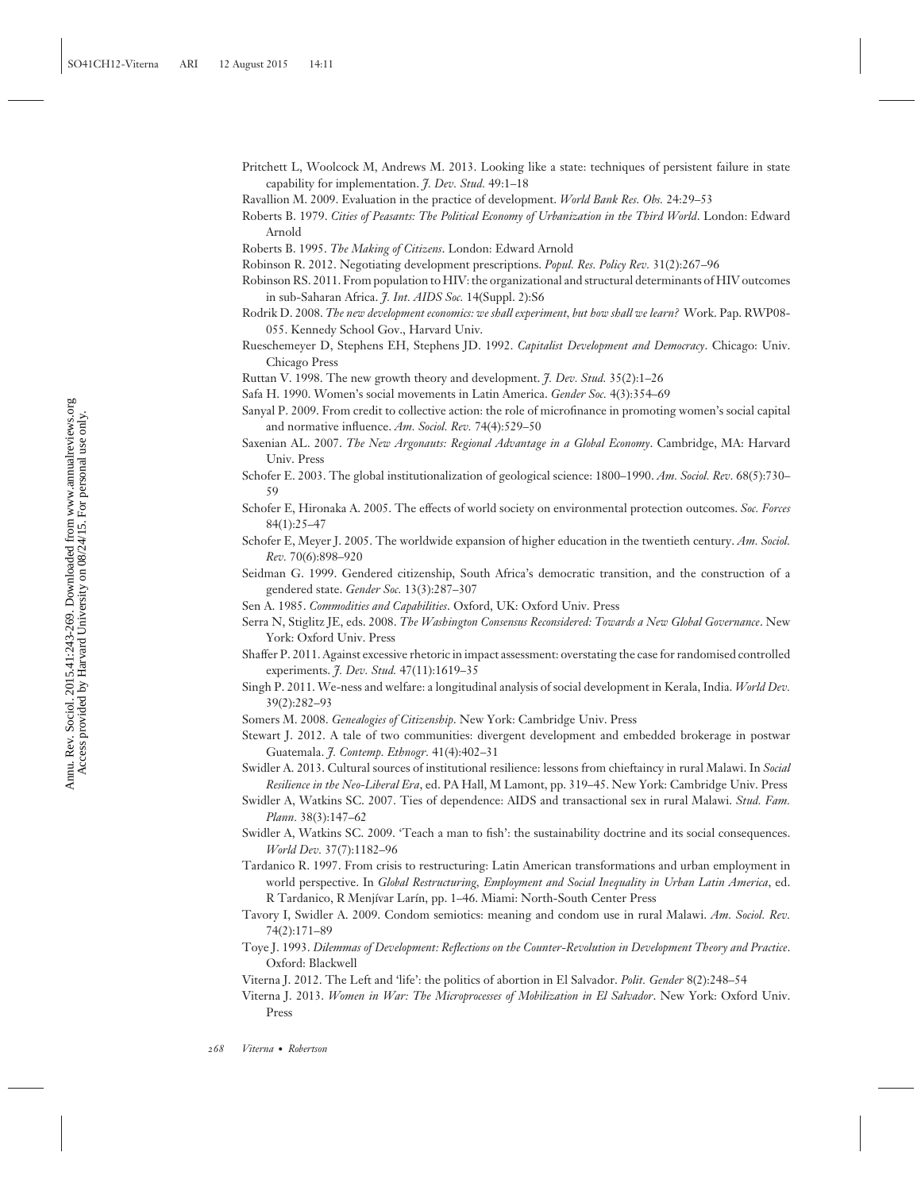Pritchett L, Woolcock M, Andrews M. 2013. Looking like a state: techniques of persistent failure in state capability for implementation. *J. Dev. Stud.* 49:1–18

Ravallion M. 2009. Evaluation in the practice of development. *World Bank Res. Obs.* 24:29–53

Roberts B. 1979. *Cities of Peasants: The Political Economy of Urbanization in the Third World*. London: Edward Arnold

Roberts B. 1995. *The Making of Citizens*. London: Edward Arnold

Robinson R. 2012. Negotiating development prescriptions. *Popul. Res. Policy Rev.* 31(2):267–96

Robinson RS. 2011. From population to HIV: the organizational and structural determinants of HIV outcomes in sub-Saharan Africa. *J. Int. AIDS Soc.* 14(Suppl. 2):S6

Rodrik D. 2008. *The new development economics: we shall experiment, but how shall we learn?* Work. Pap. RWP08-055. Kennedy School Gov., Harvard Univ.

Rueschemeyer D, Stephens EH, Stephens JD. 1992. *Capitalist Development and Democracy*. Chicago: Univ. Chicago Press

Ruttan V. 1998. The new growth theory and development. *J. Dev. Stud.* 35(2):1–26

Safa H. 1990. Women's social movements in Latin America. *Gender Soc.* 4(3):354–69

Sanyal P. 2009. From credit to collective action: the role of microfinance in promoting women's social capital and normative influence. *Am. Sociol. Rev.* 74(4):529–50

Saxenian AL. 2007. *The New Argonauts: Regional Advantage in a Global Economy*. Cambridge, MA: Harvard Univ. Press

Schofer E. 2003. The global institutionalization of geological science: 1800–1990. *Am. Sociol. Rev.* 68(5):730–59

Schofer E, Hironaka A. 2005. The effects of world society on environmental protection outcomes. *Soc. Forces* 84(1):25–47

Schofer E, Meyer J. 2005. The worldwide expansion of higher education in the twentieth century. *Am. Sociol. Rev.* 70(6):898–920

Seidman G. 1999. Gendered citizenship, South Africa's democratic transition, and the construction of a gendered state. *Gender Soc.* 13(3):287–307

Sen A. 1985. *Commodities and Capabilities*. Oxford, UK: Oxford Univ. Press

Serra N, Stiglitz JE, eds. 2008. *The Washington Consensus Reconsidered: Towards a New Global Governance*. New York: Oxford Univ. Press

Shaffer P. 2011. Against excessive rhetoric in impact assessment: overstating the case for randomised controlled experiments. *J. Dev. Stud.* 47(11):1619–35

Singh P. 2011. We-ness and welfare: a longitudinal analysis of social development in Kerala, India. *World Dev.* 39(2):282–93

Somers M. 2008. *Genealogies of Citizenship*. New York: Cambridge Univ. Press

Stewart J. 2012. A tale of two communities: divergent development and embedded brokerage in postwar Guatemala. *J. Contemp. Ethnogr.* 41(4):402–31

Swidler A. 2013. Cultural sources of institutional resilience: lessons from chieftaincy in rural Malawi. In *Social Resilience in the Neo-Liberal Era*, ed. PA Hall, M Lamont, pp. 319–45. New York: Cambridge Univ. Press

Swidler A, Watkins SC. 2007. Ties of dependence: AIDS and transactional sex in rural Malawi. *Stud. Fam. Plann.* 38(3):147–62

Swidler A, Watkins SC. 2009. 'Teach a man to fish': the sustainability doctrine and its social consequences. *World Dev.* 37(7):1182–96

Tardanico R. 1997. From crisis to restructuring: Latin American transformations and urban employment in world perspective. In *Global Restructuring, Employment and Social Inequality in Urban Latin America*, ed. R Tardanico, R Menjívar Larín, pp. 1–46. Miami: North-South Center Press

Tavory I, Swidler A. 2009. Condom semiotics: meaning and condom use in rural Malawi. *Am. Sociol. Rev.* 74(2):171–89

Toye J. 1993. *Dilemmas of Development: Reflections on the Counter-Revolution in Development Theory and Practice*. Oxford: Blackwell

Viterna J. 2012. The Left and 'life': the politics of abortion in El Salvador. *Polit. Gender* 8(2):248–54

Viterna J. 2013. *Women in War: The Microprocesses of Mobilization in El Salvador*. New York: Oxford Univ. Press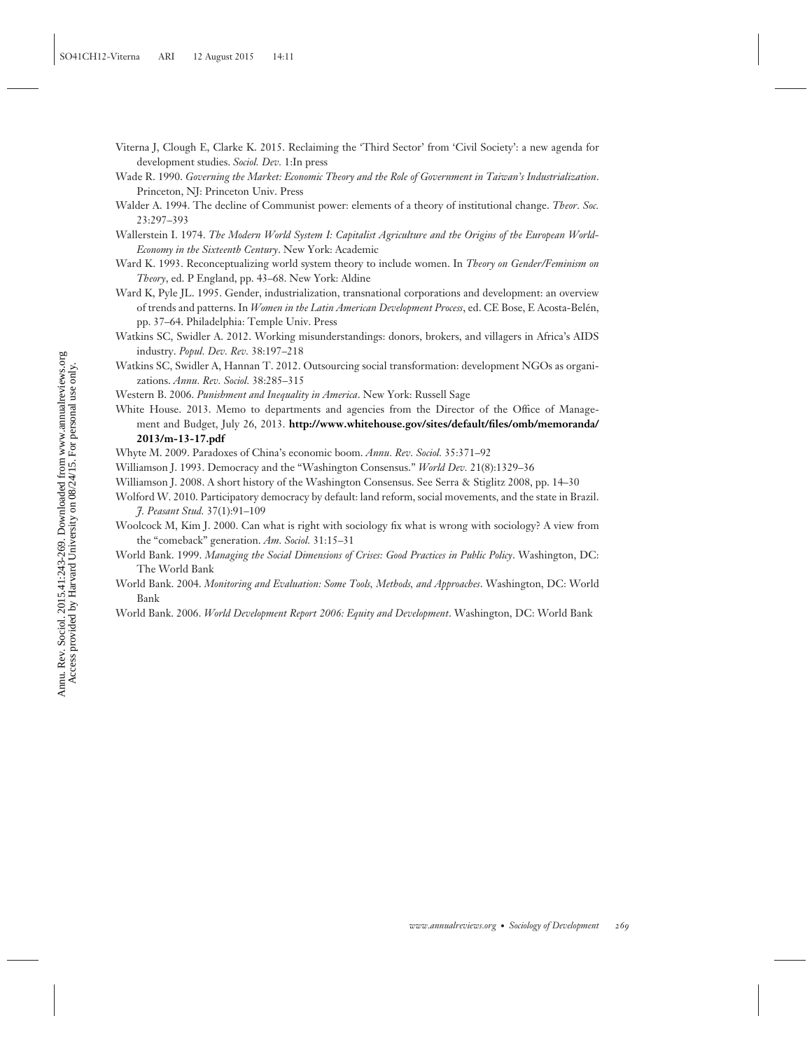Viterna J, Clough E, Clarke K. 2015. Reclaiming the 'Third Sector' from 'Civil Society': a new agenda for development studies. *Sociol. Dev.* 1:In press

Wade R. 1990. *Governing the Market: Economic Theory and the Role of Government in Taiwan's Industrialization*. Princeton, NJ: Princeton Univ. Press

Walder A. 1994. The decline of Communist power: elements of a theory of institutional change. *Theor. Soc.* 23:297–393

Wallerstein I. 1974. *The Modern World System I: Capitalist Agriculture and the Origins of the European World-Economy in the Sixteenth Century*. New York: Academic

Ward K. 1993. Reconceptualizing world system theory to include women. In *Theory on Gender/Feminism on Theory*, ed. P England, pp. 43–68. New York: Aldine

Ward K, Pyle JL. 1995. Gender, industrialization, transnational corporations and development: an overview of trends and patterns. In *Women in the Latin American Development Process*, ed. CE Bose, E Acosta-Belén, pp. 37–64. Philadelphia: Temple Univ. Press

Watkins SC, Swidler A. 2012. Working misunderstandings: donors, brokers, and villagers in Africa's AIDS industry. *Popul. Dev. Rev.* 38:197–218

Watkins SC, Swidler A, Hannan T. 2012. Outsourcing social transformation: development NGOs as organizations. *Annu. Rev. Sociol.* 38:285–315

Western B. 2006. *Punishment and Inequality in America*. New York: Russell Sage

White House. 2013. Memo to departments and agencies from the Director of the Office of Management and Budget, July 26, 2013. **http://www.whitehouse.gov/sites/default/files/omb/memoranda/2013/m-13-17.pdf**

Whyte M. 2009. Paradoxes of China's economic boom. *Annu. Rev. Sociol.* 35:371–92

Williamson J. 1993. Democracy and the "Washington Consensus." *World Dev.* 21(8):1329–36

Williamson J. 2008. A short history of the Washington Consensus. See Serra & Stiglitz 2008, pp. 14–30

Wolford W. 2010. Participatory democracy by default: land reform, social movements, and the state in Brazil. *J. Peasant Stud.* 37(1):91–109

Woolcock M, Kim J. 2000. Can what is right with sociology fix what is wrong with sociology? A view from the "comeback" generation. *Am. Sociol.* 31:15–31

World Bank. 1999. *Managing the Social Dimensions of Crises: Good Practices in Public Policy*. Washington, DC: The World Bank

World Bank. 2004. *Monitoring and Evaluation: Some Tools, Methods, and Approaches*. Washington, DC: World Bank

World Bank. 2006. *World Development Report 2006: Equity and Development*. Washington, DC: World Bank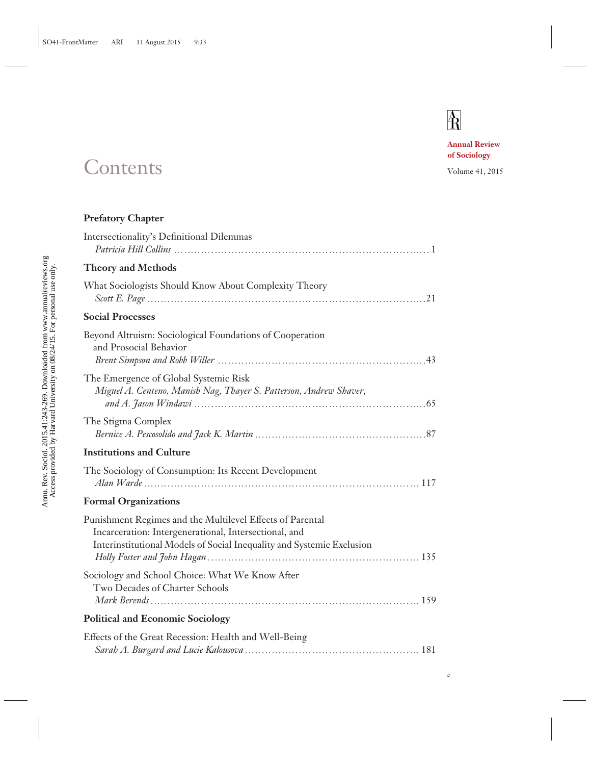# Contents

**Annual Review of Sociology**

Volume 41, 2015

## Prefatory Chapter

Intersectionality's Definitional Dilemmas
*Patricia Hill Collins* .......... 1

## Theory and Methods

What Sociologists Should Know About Complexity Theory
*Scott E. Page* .......... 21

## Social Processes

Beyond Altruism: Sociological Foundations of Cooperation and Prosocial Behavior
*Brent Simpson and Robb Willer* .......... 43

The Emergence of Global Systemic Risk
*Miguel A. Centeno, Manish Nag, Thayer S. Patterson, Andrew Shaver, and A. Jason Windawi* .......... 65

The Stigma Complex
*Bernice A. Pescosolido and Jack K. Martin* .......... 87

## Institutions and Culture

The Sociology of Consumption: Its Recent Development
*Alan Warde* .......... 117

## Formal Organizations

Punishment Regimes and the Multilevel Effects of Parental Incarceration: Intergenerational, Intersectional, and Interinstitutional Models of Social Inequality and Systemic Exclusion
*Holly Foster and John Hagan* .......... 135

Sociology and School Choice: What We Know After Two Decades of Charter Schools
*Mark Berends* .......... 159

## Political and Economic Sociology

Effects of the Great Recession: Health and Well-Being
*Sarah A. Burgard and Lucie Kalousova* .......... 181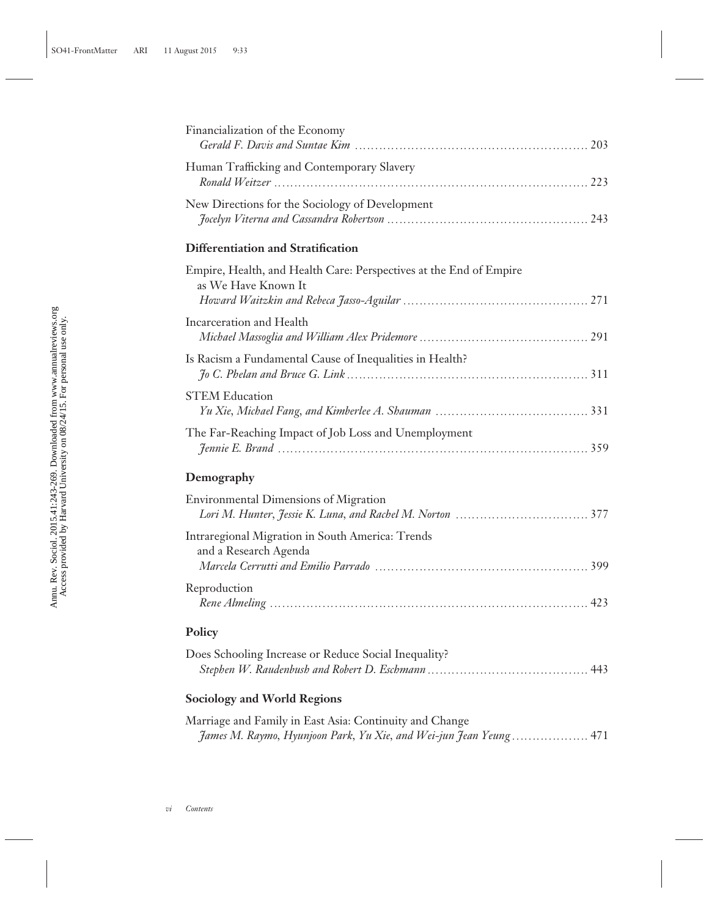Financialization of the Economy
*Gerald F. Davis and Suntae Kim* .......................................................... 203

Human Trafficking and Contemporary Slavery
*Ronald Weitzer* .......................................................................... 223

New Directions for the Sociology of Development
*Jocelyn Viterna and Cassandra Robertson* ................................................ 243

## Differentiation and Stratification

Empire, Health, and Health Care: Perspectives at the End of Empire as We Have Known It
*Howard Waitzkin and Rebeca Jasso-Aguilar* ............................................ 271

Incarceration and Health
*Michael Massoglia and William Alex Pridemore* ........................................ 291

Is Racism a Fundamental Cause of Inequalities in Health?
*Jo C. Phelan and Bruce G. Link* .......................................................... 311

STEM Education
*Yu Xie, Michael Fang, and Kimberlee A. Shauman* .................................... 331

The Far-Reaching Impact of Job Loss and Unemployment
*Jennie E. Brand* .......................................................................... 359

## Demography

Environmental Dimensions of Migration
*Lori M. Hunter, Jessie K. Luna, and Rachel M. Norton* ............................... 377

Intraregional Migration in South America: Trends and a Research Agenda
*Marcela Cerrutti and Emilio Parrado* .................................................. 399

Reproduction
*Rene Almeling* ............................................................................ 423

## Policy

Does Schooling Increase or Reduce Social Inequality?
*Stephen W. Raudenbush and Robert D. Eschmann* ...................................... 443

## Sociology and World Regions

Marriage and Family in East Asia: Continuity and Change
*James M. Raymo, Hyunjoon Park, Yu Xie, and Wei-jun Jean Yeung* .................. 471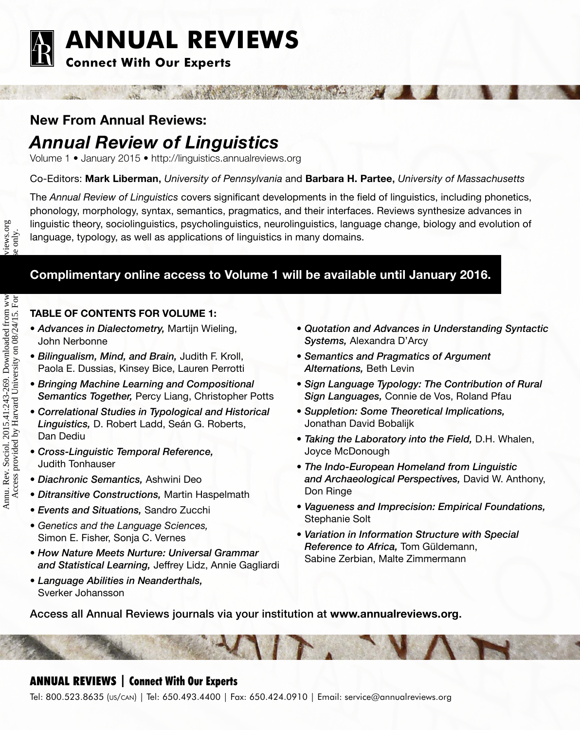# ANNUAL REVIEWS

**Connect With Our Experts**

## New From Annual Reviews:

## *Annual Review of Linguistics*

Volume 1 • January 2015 • http://linguistics.annualreviews.org

Co-Editors: **Mark Liberman,** *University of Pennsylvania* and **Barbara H. Partee,** *University of Massachusetts*

The *Annual Review of Linguistics* covers significant developments in the field of linguistics, including phonetics, phonology, morphology, syntax, semantics, pragmatics, and their interfaces. Reviews synthesize advances in linguistic theory, sociolinguistics, psycholinguistics, neurolinguistics, language change, biology and evolution of language, typology, as well as applications of linguistics in many domains.

**Complimentary online access to Volume 1 will be available until January 2016.**

### TABLE OF CONTENTS FOR VOLUME 1:

- ***Advances in Dialectometry,*** Martijn Wieling, John Nerbonne
- ***Bilingualism, Mind, and Brain,*** Judith F. Kroll, Paola E. Dussias, Kinsey Bice, Lauren Perrotti
- ***Bringing Machine Learning and Compositional Semantics Together,*** Percy Liang, Christopher Potts
- ***Correlational Studies in Typological and Historical Linguistics,*** D. Robert Ladd, Seán G. Roberts, Dan Dediu
- ***Cross-Linguistic Temporal Reference,*** Judith Tonhauser
- ***Diachronic Semantics,*** Ashwini Deo
- ***Ditransitive Constructions,*** Martin Haspelmath
- ***Events and Situations,*** Sandro Zucchi
- *Genetics and the Language Sciences,* Simon E. Fisher, Sonja C. Vernes
- ***How Nature Meets Nurture: Universal Grammar and Statistical Learning,*** Jeffrey Lidz, Annie Gagliardi
- ***Language Abilities in Neanderthals,*** Sverker Johansson
- ***Quotation and Advances in Understanding Syntactic Systems,*** Alexandra D'Arcy
- ***Semantics and Pragmatics of Argument Alternations,*** Beth Levin
- ***Sign Language Typology: The Contribution of Rural Sign Languages,*** Connie de Vos, Roland Pfau
- ***Suppletion: Some Theoretical Implications,*** Jonathan David Bobalijk
- ***Taking the Laboratory into the Field,*** D.H. Whalen, Joyce McDonough
- ***The Indo-European Homeland from Linguistic and Archaeological Perspectives,*** David W. Anthony, Don Ringe
- ***Vagueness and Imprecision: Empirical Foundations,*** Stephanie Solt
- ***Variation in Information Structure with Special Reference to Africa,*** Tom Güldemann, Sabine Zerbian, Malte Zimmermann

Access all Annual Reviews journals via your institution at **www.annualreviews.org**.

**ANNUAL REVIEWS | Connect With Our Experts**

Tel: 800.523.8635 (US/CAN) | Tel: 650.493.4400 | Fax: 650.424.0910 | Email: service@annualreviews.org